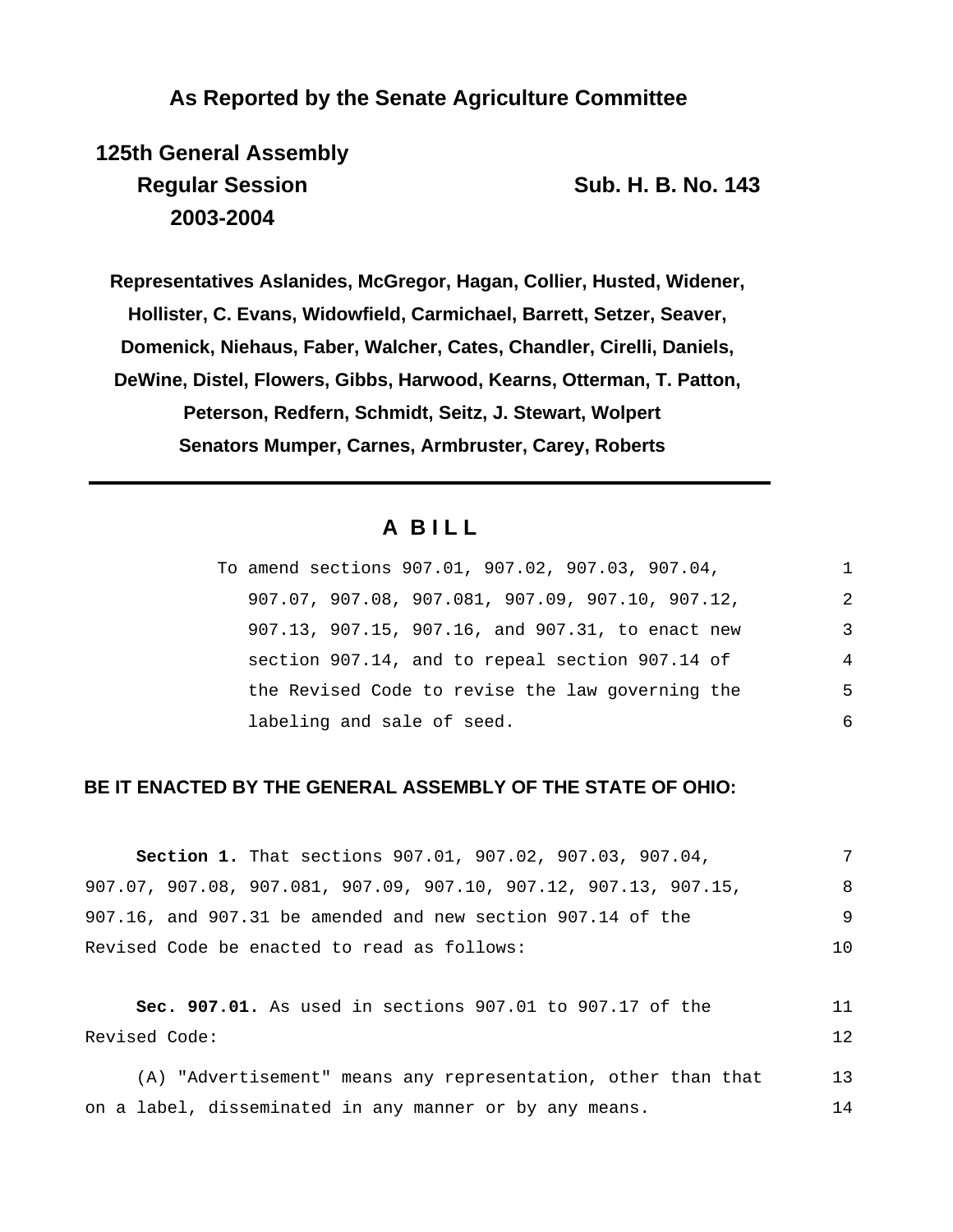**As Reported by the Senate Agriculture Committee**

**125th General Assembly**
**Regular Session**
**2003-2004**

**Sub. H. B. No. 143**

**Representatives Aslanides, McGregor, Hagan, Collier, Husted, Widener, Hollister, C. Evans, Widowfield, Carmichael, Barrett, Setzer, Seaver, Domenick, Niehaus, Faber, Walcher, Cates, Chandler, Cirelli, Daniels, DeWine, Distel, Flowers, Gibbs, Harwood, Kearns, Otterman, T. Patton, Peterson, Redfern, Schmidt, Seitz, J. Stewart, Wolpert**
**Senators Mumper, Carnes, Armbruster, Carey, Roberts**

---

# A BILL

To amend sections 907.01, 907.02, 907.03, 907.04, 907.07, 907.08, 907.081, 907.09, 907.10, 907.12, 907.13, 907.15, 907.16, and 907.31, to enact new section 907.14, and to repeal section 907.14 of the Revised Code to revise the law governing the labeling and sale of seed.

**BE IT ENACTED BY THE GENERAL ASSEMBLY OF THE STATE OF OHIO:**

**Section 1.** That sections 907.01, 907.02, 907.03, 907.04, 907.07, 907.08, 907.081, 907.09, 907.10, 907.12, 907.13, 907.15, 907.16, and 907.31 be amended and new section 907.14 of the Revised Code be enacted to read as follows:

**Sec. 907.01.** As used in sections 907.01 to 907.17 of the Revised Code:

(A) "Advertisement" means any representation, other than that on a label, disseminated in any manner or by any means.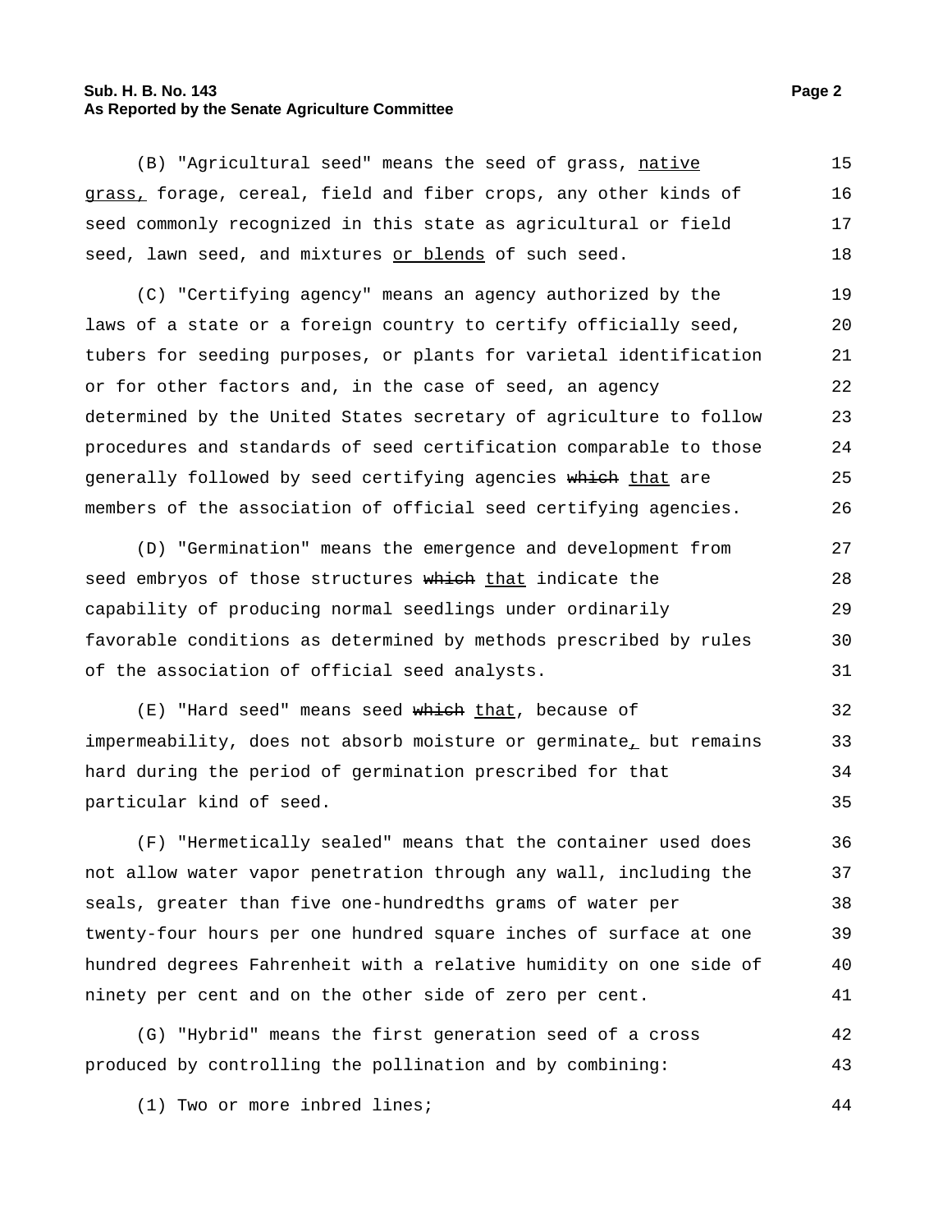(B) "Agricultural seed" means the seed of grass, native grass, forage, cereal, field and fiber crops, any other kinds of seed commonly recognized in this state as agricultural or field seed, lawn seed, and mixtures or blends of such seed.

(C) "Certifying agency" means an agency authorized by the laws of a state or a foreign country to certify officially seed, tubers for seeding purposes, or plants for varietal identification or for other factors and, in the case of seed, an agency determined by the United States secretary of agriculture to follow procedures and standards of seed certification comparable to those generally followed by seed certifying agencies ~~which~~ that are members of the association of official seed certifying agencies.

(D) "Germination" means the emergence and development from seed embryos of those structures ~~which~~ that indicate the capability of producing normal seedlings under ordinarily favorable conditions as determined by methods prescribed by rules of the association of official seed analysts.

(E) "Hard seed" means seed ~~which~~ that, because of impermeability, does not absorb moisture or germinate, but remains hard during the period of germination prescribed for that particular kind of seed.

(F) "Hermetically sealed" means that the container used does not allow water vapor penetration through any wall, including the seals, greater than five one-hundredths grams of water per twenty-four hours per one hundred square inches of surface at one hundred degrees Fahrenheit with a relative humidity on one side of ninety per cent and on the other side of zero per cent.

(G) "Hybrid" means the first generation seed of a cross produced by controlling the pollination and by combining:

(1) Two or more inbred lines;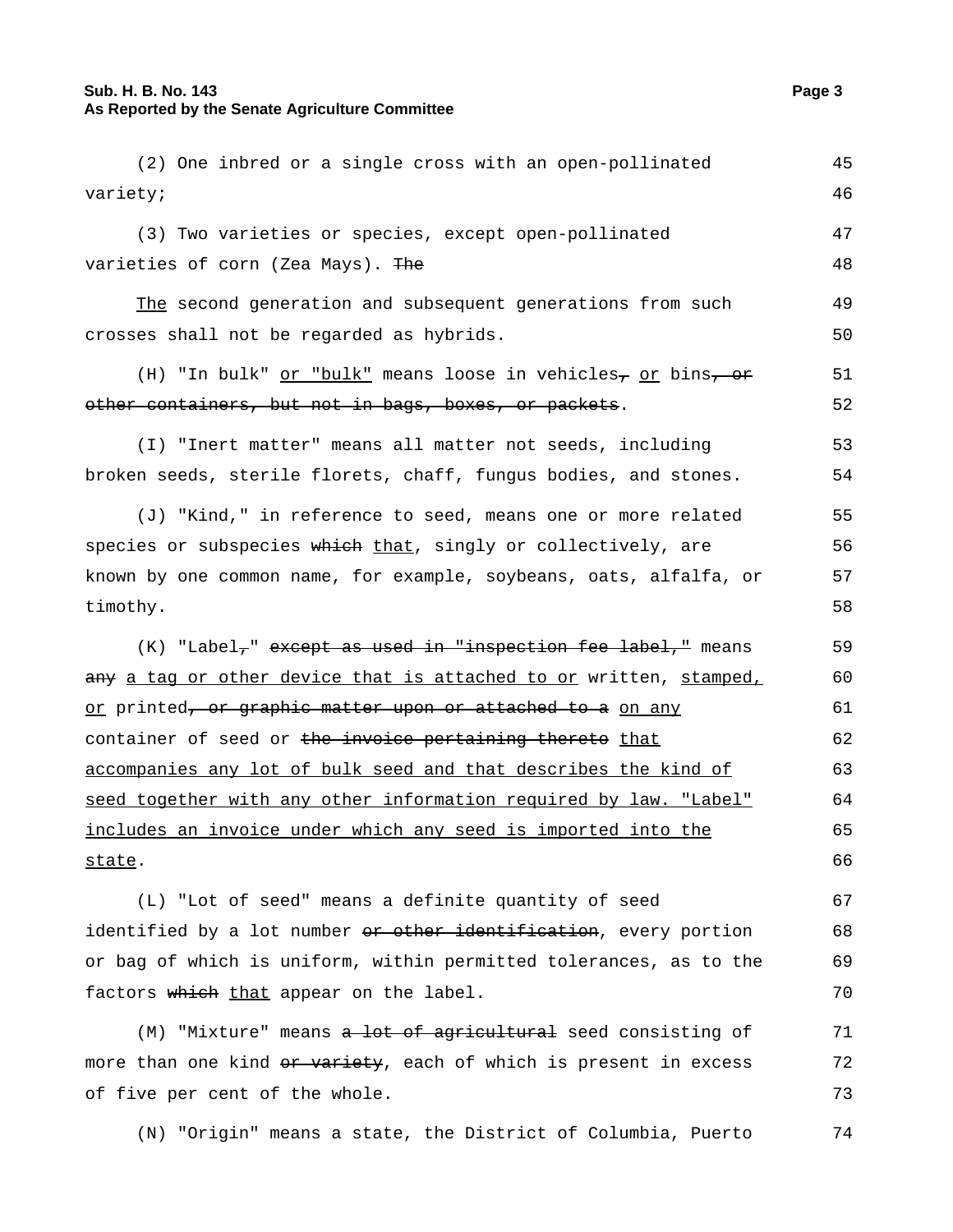(2) One inbred or a single cross with an open-pollinated variety;

(3) Two varieties or species, except open-pollinated varieties of corn (Zea Mays). ~~The~~

<u>The</u> second generation and subsequent generations from such crosses shall not be regarded as hybrids.

(H) "In bulk" <u>or "bulk"</u> means loose in vehicles~~,~~ <u>or</u> bins~~, or other containers, but not in bags, boxes, or packets~~.

(I) "Inert matter" means all matter not seeds, including broken seeds, sterile florets, chaff, fungus bodies, and stones.

(J) "Kind," in reference to seed, means one or more related species or subspecies ~~which~~ <u>that</u>, singly or collectively, are known by one common name, for example, soybeans, oats, alfalfa, or timothy.

(K) "Label~~,~~" ~~except as used in "inspection fee label,"~~ means ~~any~~ <u>a tag or other device that is attached to or</u> written, <u>stamped, or</u> printed~~, or graphic matter upon or attached to a~~ <u>on any</u> container of seed or ~~the invoice pertaining thereto~~ <u>that accompanies any lot of bulk seed and that describes the kind of seed together with any other information required by law. "Label" includes an invoice under which any seed is imported into the state</u>.

(L) "Lot of seed" means a definite quantity of seed identified by a lot number ~~or other identification~~, every portion or bag of which is uniform, within permitted tolerances, as to the factors ~~which~~ <u>that</u> appear on the label.

(M) "Mixture" means ~~a lot of agricultural~~ seed consisting of more than one kind ~~or variety~~, each of which is present in excess of five per cent of the whole.

(N) "Origin" means a state, the District of Columbia, Puerto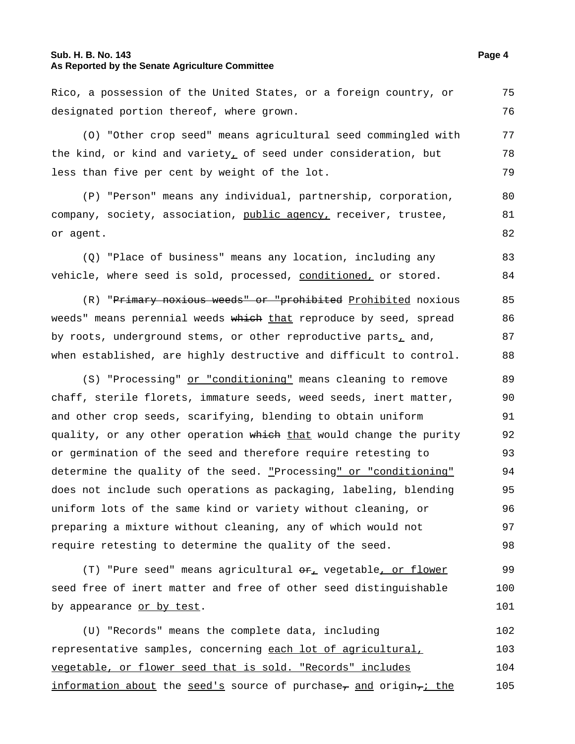Rico, a possession of the United States, or a foreign country, or designated portion thereof, where grown.

(O) "Other crop seed" means agricultural seed commingled with the kind, or kind and variety, of seed under consideration, but less than five per cent by weight of the lot.

(P) "Person" means any individual, partnership, corporation, company, society, association, public agency, receiver, trustee, or agent.

(Q) "Place of business" means any location, including any vehicle, where seed is sold, processed, conditioned, or stored.

(R) "~~Primary noxious weeds" or "prohibited~~ Prohibited noxious weeds" means perennial weeds ~~which~~ that reproduce by seed, spread by roots, underground stems, or other reproductive parts, and, when established, are highly destructive and difficult to control.

(S) "Processing" or "conditioning" means cleaning to remove chaff, sterile florets, immature seeds, weed seeds, inert matter, and other crop seeds, scarifying, blending to obtain uniform quality, or any other operation ~~which~~ that would change the purity or germination of the seed and therefore require retesting to determine the quality of the seed. "Processing" or "conditioning" does not include such operations as packaging, labeling, blending uniform lots of the same kind or variety without cleaning, or preparing a mixture without cleaning, any of which would not require retesting to determine the quality of the seed.

(T) "Pure seed" means agricultural ~~or~~, vegetable, or flower seed free of inert matter and free of other seed distinguishable by appearance or by test.

(U) "Records" means the complete data, including representative samples, concerning each lot of agricultural, vegetable, or flower seed that is sold. "Records" includes information about the seed's source of purchase~~,~~ and origin~~,~~; the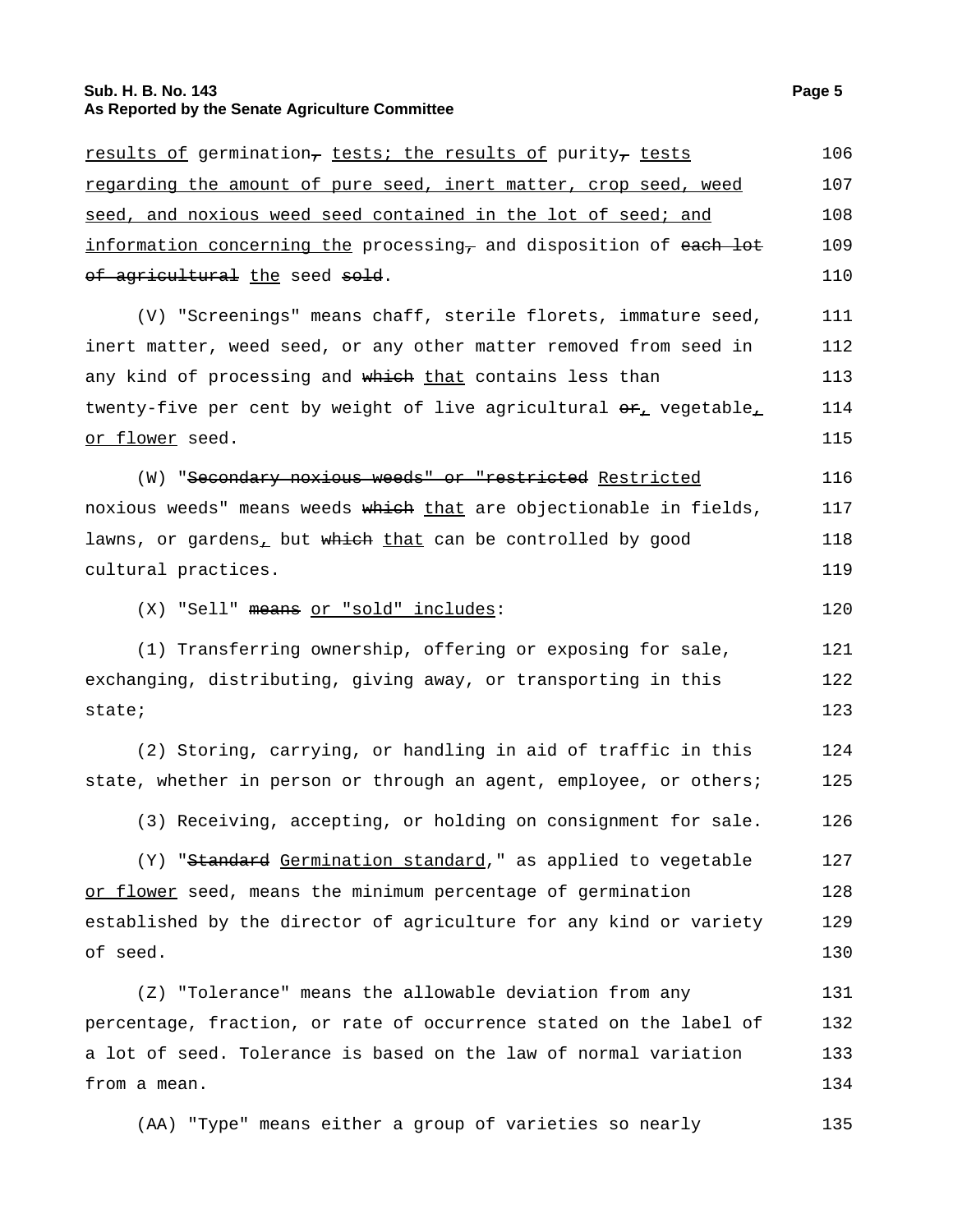results of germination, tests; the results of purity, tests regarding the amount of pure seed, inert matter, crop seed, weed seed, and noxious weed seed contained in the lot of seed; and information concerning the processing, and disposition of each lot of agricultural the seed sold.

(V) "Screenings" means chaff, sterile florets, immature seed, inert matter, weed seed, or any other matter removed from seed in any kind of processing and which that contains less than twenty-five per cent by weight of live agricultural or, vegetable, or flower seed.

(W) "Secondary noxious weeds" or "restricted Restricted noxious weeds" means weeds which that are objectionable in fields, lawns, or gardens, but which that can be controlled by good cultural practices.

(X) "Sell" means or "sold" includes:

(1) Transferring ownership, offering or exposing for sale, exchanging, distributing, giving away, or transporting in this state;

(2) Storing, carrying, or handling in aid of traffic in this state, whether in person or through an agent, employee, or others;

(3) Receiving, accepting, or holding on consignment for sale.

(Y) "Standard Germination standard," as applied to vegetable or flower seed, means the minimum percentage of germination established by the director of agriculture for any kind or variety of seed.

(Z) "Tolerance" means the allowable deviation from any percentage, fraction, or rate of occurrence stated on the label of a lot of seed. Tolerance is based on the law of normal variation from a mean.

(AA) "Type" means either a group of varieties so nearly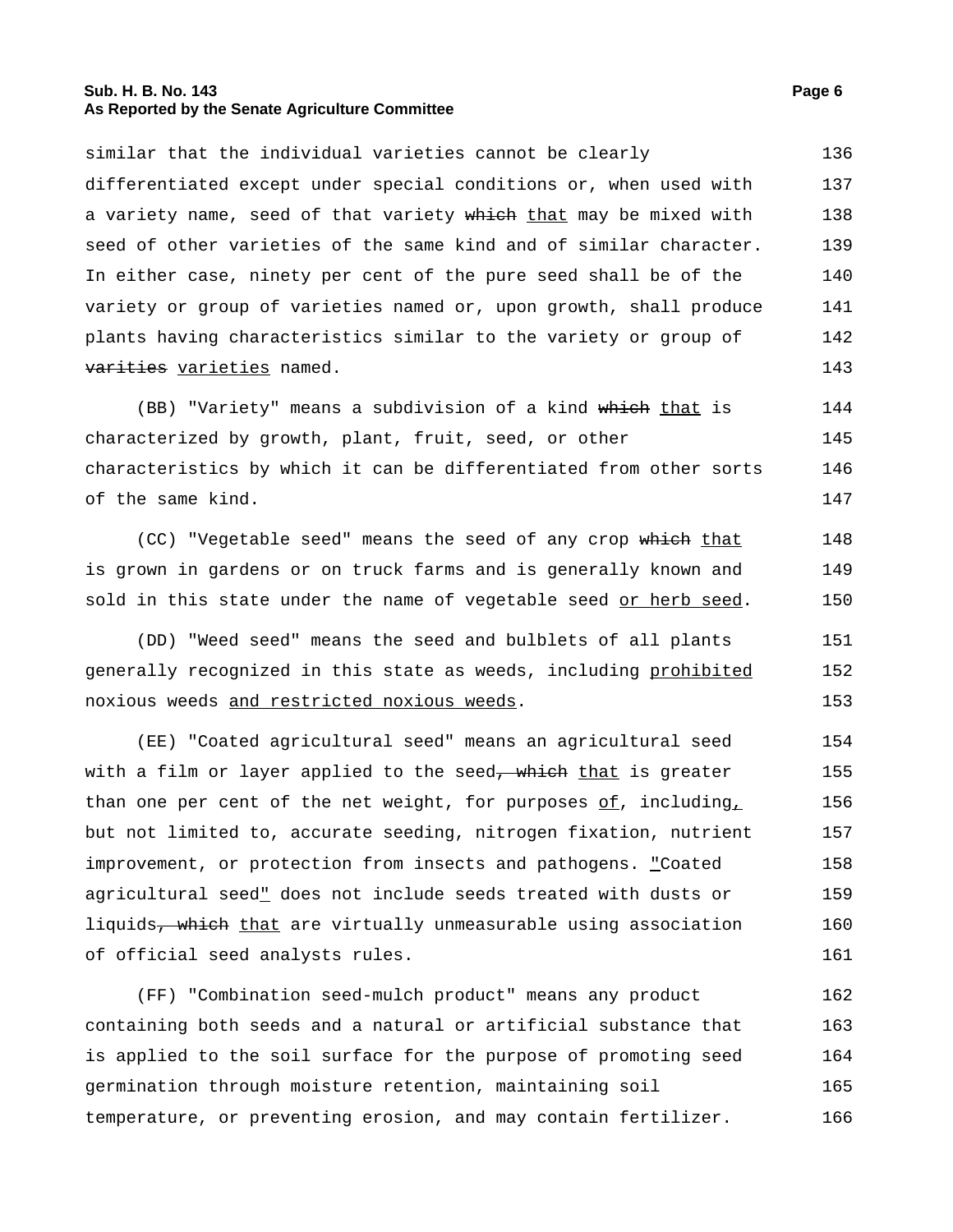similar that the individual varieties cannot be clearly differentiated except under special conditions or, when used with a variety name, seed of that variety ~~which~~ that may be mixed with seed of other varieties of the same kind and of similar character. In either case, ninety per cent of the pure seed shall be of the variety or group of varieties named or, upon growth, shall produce plants having characteristics similar to the variety or group of ~~varities~~ varieties named.

(BB) "Variety" means a subdivision of a kind ~~which~~ that is characterized by growth, plant, fruit, seed, or other characteristics by which it can be differentiated from other sorts of the same kind.

(CC) "Vegetable seed" means the seed of any crop ~~which~~ that is grown in gardens or on truck farms and is generally known and sold in this state under the name of vegetable seed or herb seed.

(DD) "Weed seed" means the seed and bulblets of all plants generally recognized in this state as weeds, including prohibited noxious weeds and restricted noxious weeds.

(EE) "Coated agricultural seed" means an agricultural seed with a film or layer applied to the seed~~, which~~ that is greater than one per cent of the net weight, for purposes of, including, but not limited to, accurate seeding, nitrogen fixation, nutrient improvement, or protection from insects and pathogens. "Coated agricultural seed" does not include seeds treated with dusts or liquids~~, which~~ that are virtually unmeasurable using association of official seed analysts rules.

(FF) "Combination seed-mulch product" means any product containing both seeds and a natural or artificial substance that is applied to the soil surface for the purpose of promoting seed germination through moisture retention, maintaining soil temperature, or preventing erosion, and may contain fertilizer.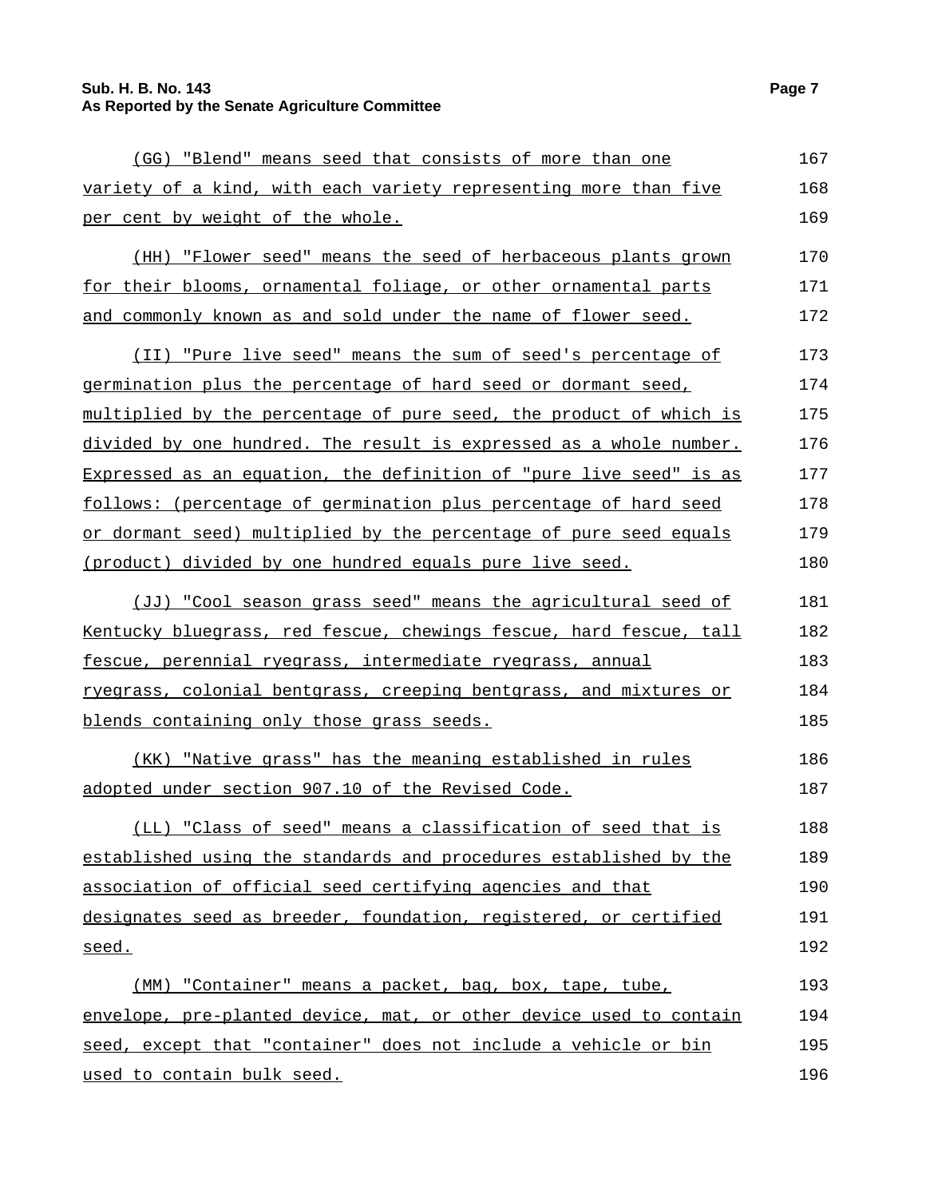(GG) "Blend" means seed that consists of more than one variety of a kind, with each variety representing more than five per cent by weight of the whole.

(HH) "Flower seed" means the seed of herbaceous plants grown for their blooms, ornamental foliage, or other ornamental parts and commonly known as and sold under the name of flower seed.

(II) "Pure live seed" means the sum of seed's percentage of germination plus the percentage of hard seed or dormant seed, multiplied by the percentage of pure seed, the product of which is divided by one hundred. The result is expressed as a whole number. Expressed as an equation, the definition of "pure live seed" is as follows: (percentage of germination plus percentage of hard seed or dormant seed) multiplied by the percentage of pure seed equals (product) divided by one hundred equals pure live seed.

(JJ) "Cool season grass seed" means the agricultural seed of Kentucky bluegrass, red fescue, chewings fescue, hard fescue, tall fescue, perennial ryegrass, intermediate ryegrass, annual ryegrass, colonial bentgrass, creeping bentgrass, and mixtures or blends containing only those grass seeds.

(KK) "Native grass" has the meaning established in rules adopted under section 907.10 of the Revised Code.

(LL) "Class of seed" means a classification of seed that is established using the standards and procedures established by the association of official seed certifying agencies and that designates seed as breeder, foundation, registered, or certified seed.

(MM) "Container" means a packet, bag, box, tape, tube, envelope, pre-planted device, mat, or other device used to contain seed, except that "container" does not include a vehicle or bin used to contain bulk seed.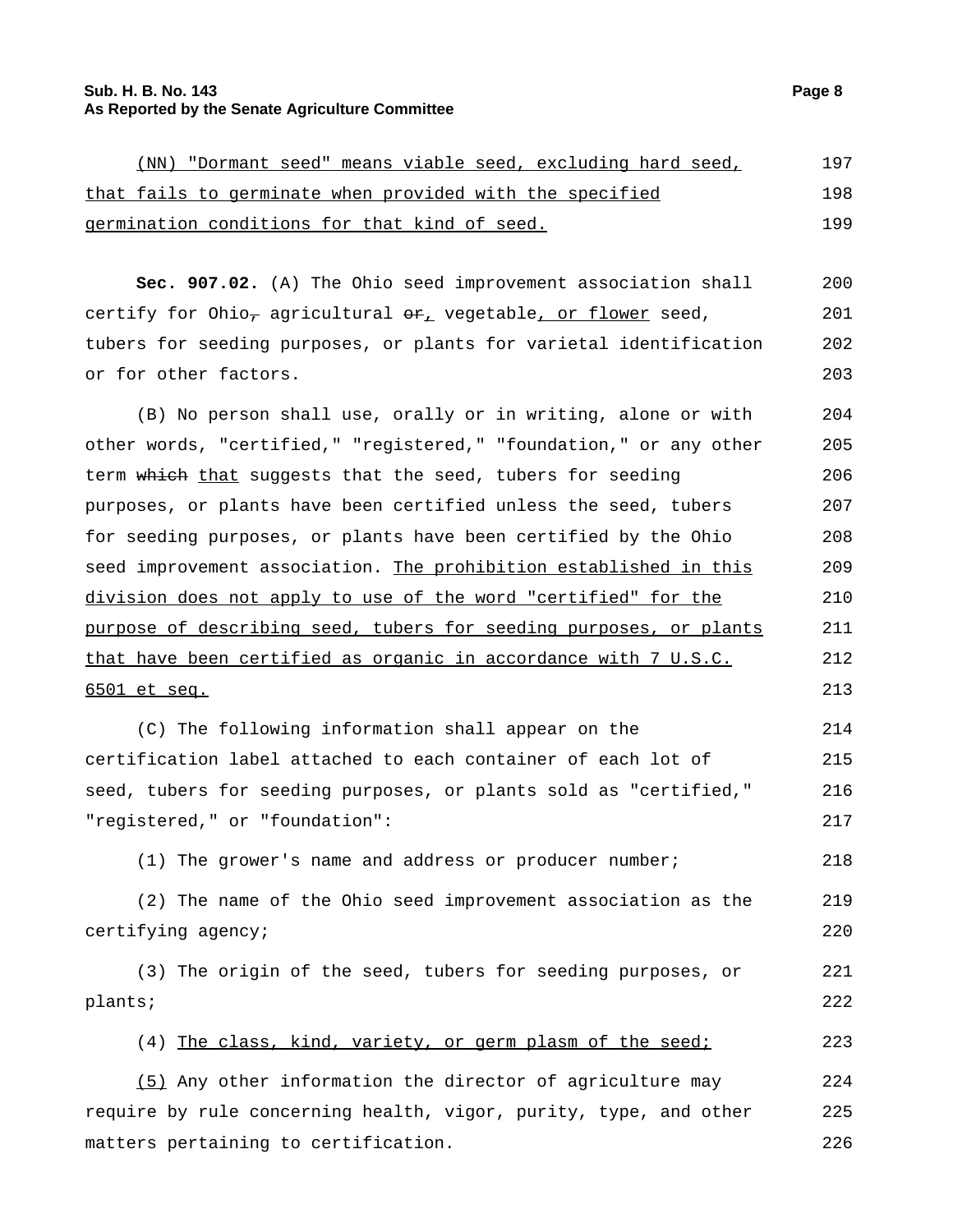(NN) "Dormant seed" means viable seed, excluding hard seed, that fails to germinate when provided with the specified germination conditions for that kind of seed.

**Sec. 907.02.** (A) The Ohio seed improvement association shall certify for Ohio~~,~~ agricultural ~~or~~, vegetable, or flower seed, tubers for seeding purposes, or plants for varietal identification or for other factors.

(B) No person shall use, orally or in writing, alone or with other words, "certified," "registered," "foundation," or any other term ~~which~~ that suggests that the seed, tubers for seeding purposes, or plants have been certified unless the seed, tubers for seeding purposes, or plants have been certified by the Ohio seed improvement association. The prohibition established in this division does not apply to use of the word "certified" for the purpose of describing seed, tubers for seeding purposes, or plants that have been certified as organic in accordance with 7 U.S.C. 6501 et seq.

(C) The following information shall appear on the certification label attached to each container of each lot of seed, tubers for seeding purposes, or plants sold as "certified," "registered," or "foundation":

(1) The grower's name and address or producer number;

(2) The name of the Ohio seed improvement association as the certifying agency;

(3) The origin of the seed, tubers for seeding purposes, or plants;

(4) The class, kind, variety, or germ plasm of the seed;

(5) Any other information the director of agriculture may require by rule concerning health, vigor, purity, type, and other matters pertaining to certification.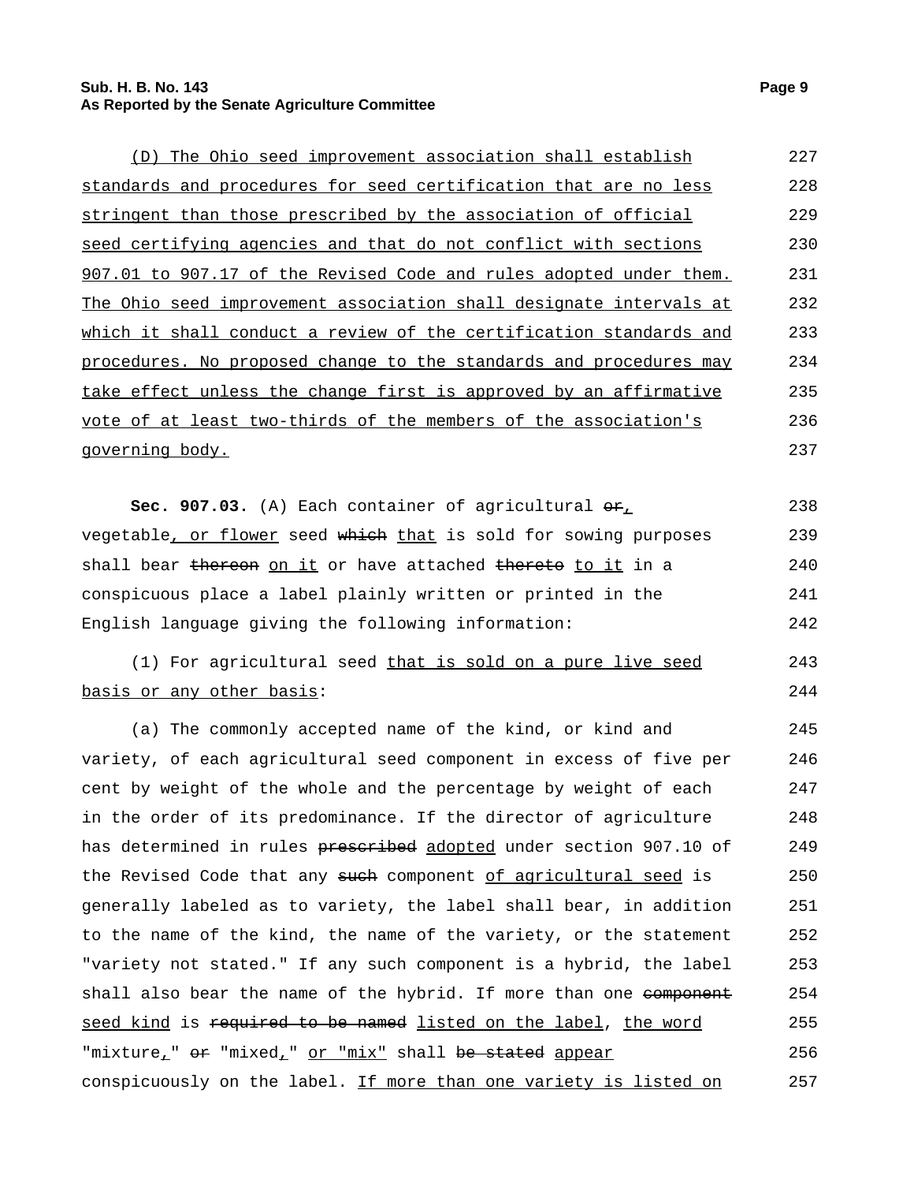(D) The Ohio seed improvement association shall establish standards and procedures for seed certification that are no less stringent than those prescribed by the association of official seed certifying agencies and that do not conflict with sections 907.01 to 907.17 of the Revised Code and rules adopted under them. The Ohio seed improvement association shall designate intervals at which it shall conduct a review of the certification standards and procedures. No proposed change to the standards and procedures may take effect unless the change first is approved by an affirmative vote of at least two-thirds of the members of the association's governing body.

**Sec. 907.03.** (A) Each container of agricultural ~~or~~, vegetable, or flower seed ~~which~~ that is sold for sowing purposes shall bear ~~thereon~~ on it or have attached ~~thereto~~ to it in a conspicuous place a label plainly written or printed in the English language giving the following information:

(1) For agricultural seed that is sold on a pure live seed basis or any other basis:

(a) The commonly accepted name of the kind, or kind and variety, of each agricultural seed component in excess of five per cent by weight of the whole and the percentage by weight of each in the order of its predominance. If the director of agriculture has determined in rules ~~prescribed~~ adopted under section 907.10 of the Revised Code that any ~~such~~ component of agricultural seed is generally labeled as to variety, the label shall bear, in addition to the name of the kind, the name of the variety, or the statement "variety not stated." If any such component is a hybrid, the label shall also bear the name of the hybrid. If more than one ~~component~~ seed kind is ~~required to be named~~ listed on the label, the word "mixture," ~~or~~ "mixed," or "mix" shall ~~be stated~~ appear conspicuously on the label. If more than one variety is listed on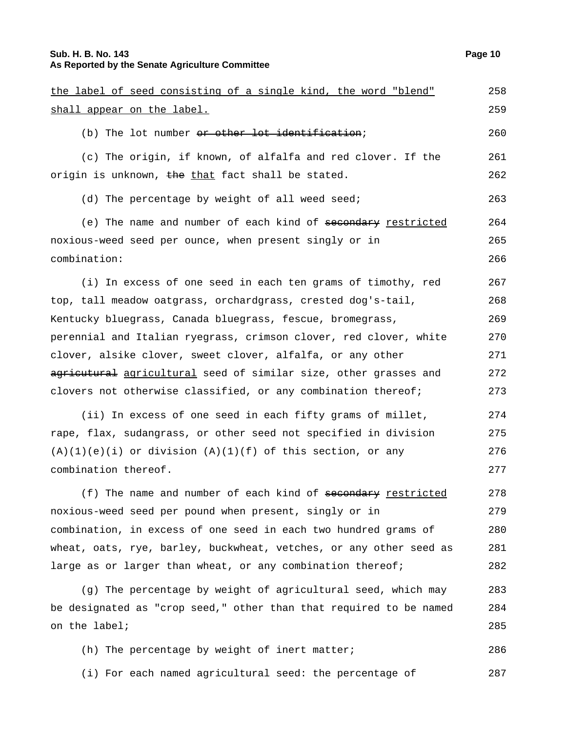the label of seed consisting of a single kind, the word "blend" shall appear on the label.

(b) The lot number ~~or other lot identification~~;

(c) The origin, if known, of alfalfa and red clover. If the origin is unknown, ~~the~~ that fact shall be stated.

(d) The percentage by weight of all weed seed;

(e) The name and number of each kind of ~~secondary~~ restricted noxious-weed seed per ounce, when present singly or in combination:

(i) In excess of one seed in each ten grams of timothy, red top, tall meadow oatgrass, orchardgrass, crested dog's-tail, Kentucky bluegrass, Canada bluegrass, fescue, bromegrass, perennial and Italian ryegrass, crimson clover, red clover, white clover, alsike clover, sweet clover, alfalfa, or any other ~~agricutural~~ agricultural seed of similar size, other grasses and clovers not otherwise classified, or any combination thereof;

(ii) In excess of one seed in each fifty grams of millet, rape, flax, sudangrass, or other seed not specified in division (A)(1)(e)(i) or division (A)(1)(f) of this section, or any combination thereof.

(f) The name and number of each kind of ~~secondary~~ restricted noxious-weed seed per pound when present, singly or in combination, in excess of one seed in each two hundred grams of wheat, oats, rye, barley, buckwheat, vetches, or any other seed as large as or larger than wheat, or any combination thereof;

(g) The percentage by weight of agricultural seed, which may be designated as "crop seed," other than that required to be named on the label;

(h) The percentage by weight of inert matter;

(i) For each named agricultural seed: the percentage of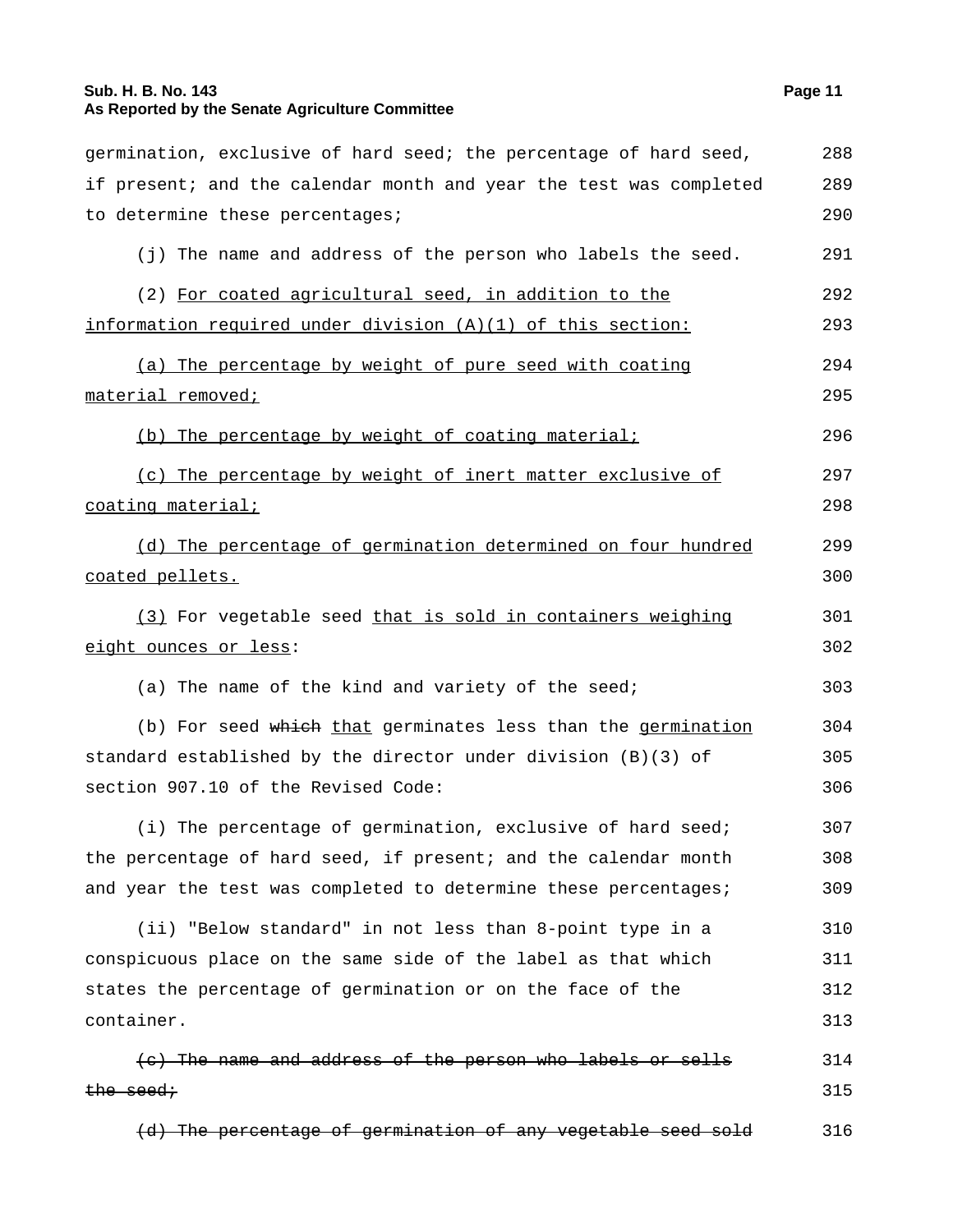germination, exclusive of hard seed; the percentage of hard seed, if present; and the calendar month and year the test was completed to determine these percentages;

(j) The name and address of the person who labels the seed.

(2) <u>For coated agricultural seed, in addition to the information required under division (A)(1) of this section:</u>

<u>(a) The percentage by weight of pure seed with coating material removed;</u>

<u>(b) The percentage by weight of coating material;</u>

<u>(c) The percentage by weight of inert matter exclusive of coating material;</u>

<u>(d) The percentage of germination determined on four hundred coated pellets.</u>

<u>(3)</u> For vegetable seed <u>that is sold in containers weighing eight ounces or less</u>:

(a) The name of the kind and variety of the seed;

(b) For seed ~~which~~ <u>that</u> germinates less than the <u>germination</u> standard established by the director under division (B)(3) of section 907.10 of the Revised Code:

(i) The percentage of germination, exclusive of hard seed; the percentage of hard seed, if present; and the calendar month and year the test was completed to determine these percentages;

(ii) "Below standard" in not less than 8-point type in a conspicuous place on the same side of the label as that which states the percentage of germination or on the face of the container.

~~(c) The name and address of the person who labels or sells the seed;~~

~~(d) The percentage of germination of any vegetable seed sold~~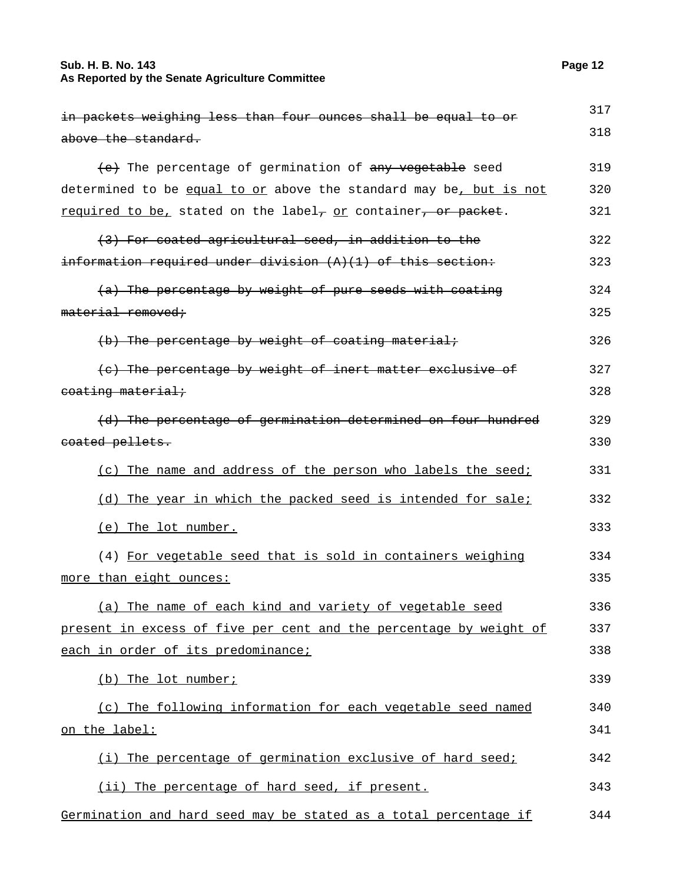~~in packets weighing less than four ounces shall be equal to or above the standard.~~

~~(e)~~ The percentage of germination of ~~any vegetable~~ seed determined to be equal to or above the standard may be, but is not required to be, stated on the label~~,~~ or container~~, or packet~~.

~~(3) For coated agricultural seed, in addition to the information required under division (A)(1) of this section:~~

~~(a) The percentage by weight of pure seeds with coating material removed;~~

~~(b) The percentage by weight of coating material;~~

~~(c) The percentage by weight of inert matter exclusive of coating material;~~

~~(d) The percentage of germination determined on four hundred coated pellets.~~

(c) The name and address of the person who labels the seed;

(d) The year in which the packed seed is intended for sale;

(e) The lot number.

(4) For vegetable seed that is sold in containers weighing more than eight ounces:

(a) The name of each kind and variety of vegetable seed present in excess of five per cent and the percentage by weight of each in order of its predominance;

(b) The lot number;

(c) The following information for each vegetable seed named on the label:

(i) The percentage of germination exclusive of hard seed;

(ii) The percentage of hard seed, if present.

Germination and hard seed may be stated as a total percentage if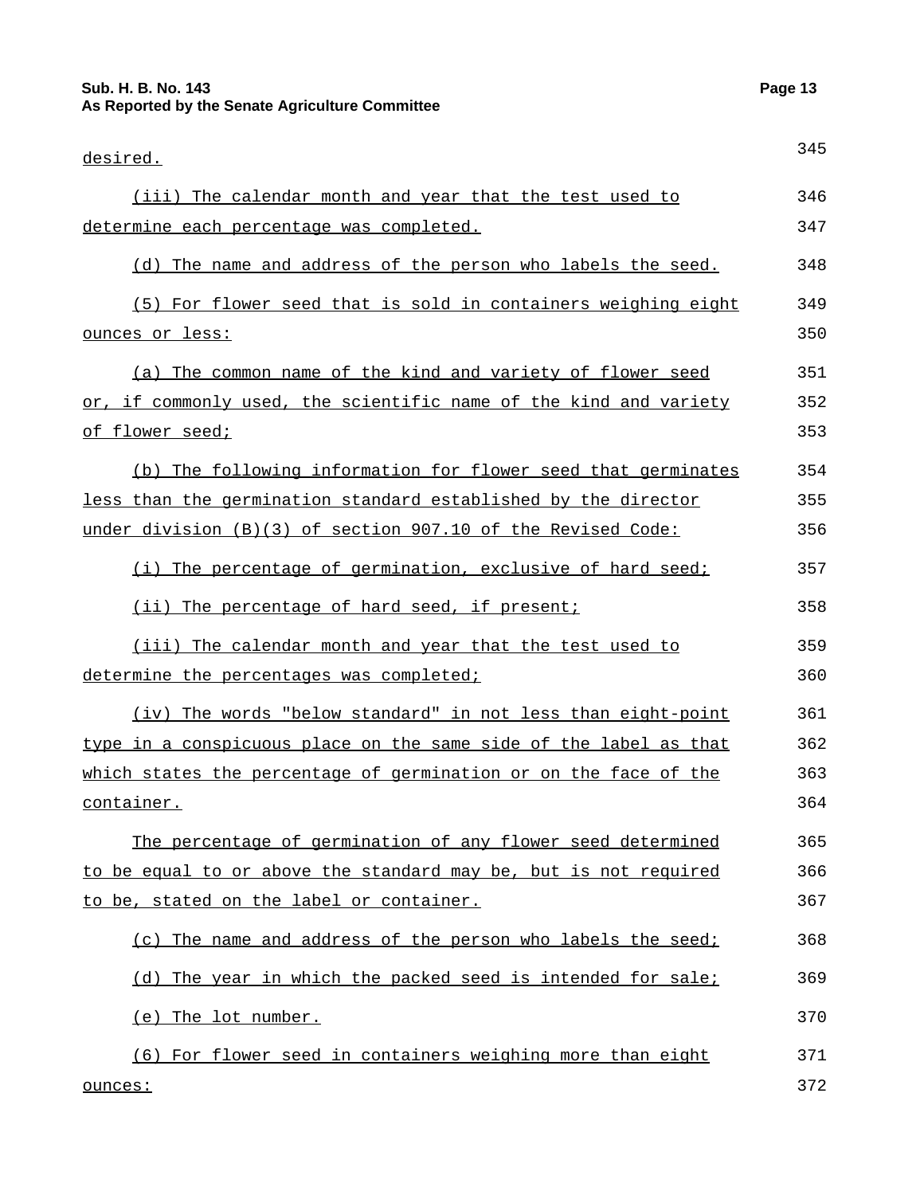desired.

(iii) The calendar month and year that the test used to determine each percentage was completed.

(d) The name and address of the person who labels the seed.

(5) For flower seed that is sold in containers weighing eight ounces or less:

(a) The common name of the kind and variety of flower seed or, if commonly used, the scientific name of the kind and variety of flower seed;

(b) The following information for flower seed that germinates less than the germination standard established by the director under division (B)(3) of section 907.10 of the Revised Code:

(i) The percentage of germination, exclusive of hard seed;

(ii) The percentage of hard seed, if present;

(iii) The calendar month and year that the test used to determine the percentages was completed;

(iv) The words "below standard" in not less than eight-point type in a conspicuous place on the same side of the label as that which states the percentage of germination or on the face of the container.

The percentage of germination of any flower seed determined to be equal to or above the standard may be, but is not required to be, stated on the label or container.

(c) The name and address of the person who labels the seed;

(d) The year in which the packed seed is intended for sale;

(e) The lot number.

(6) For flower seed in containers weighing more than eight ounces: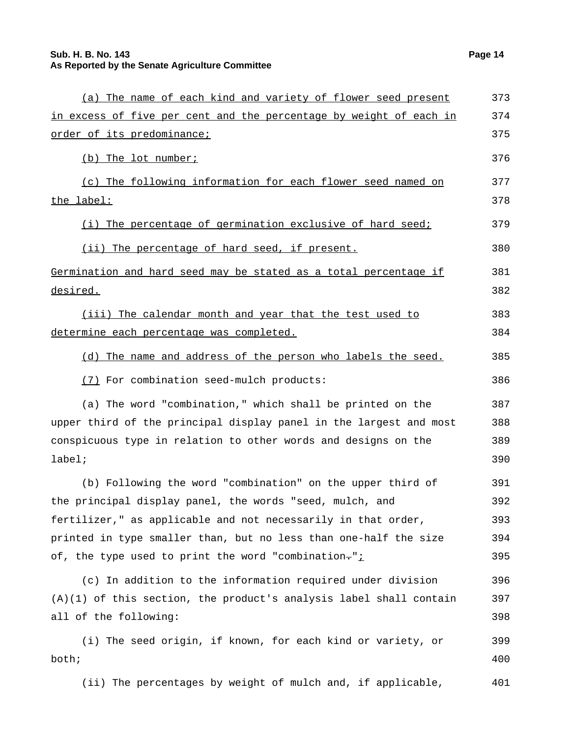(a) The name of each kind and variety of flower seed present in excess of five per cent and the percentage by weight of each in order of its predominance;

(b) The lot number;

(c) The following information for each flower seed named on the label:

(i) The percentage of germination exclusive of hard seed;

(ii) The percentage of hard seed, if present.

Germination and hard seed may be stated as a total percentage if desired.

(iii) The calendar month and year that the test used to determine each percentage was completed.

(d) The name and address of the person who labels the seed.

(7) For combination seed-mulch products:

(a) The word "combination," which shall be printed on the upper third of the principal display panel in the largest and most conspicuous type in relation to other words and designs on the label;

(b) Following the word "combination" on the upper third of the principal display panel, the words "seed, mulch, and fertilizer," as applicable and not necessarily in that order, printed in type smaller than, but no less than one-half the size of, the type used to print the word "combination.";

(c) In addition to the information required under division (A)(1) of this section, the product's analysis label shall contain all of the following:

(i) The seed origin, if known, for each kind or variety, or both;

(ii) The percentages by weight of mulch and, if applicable,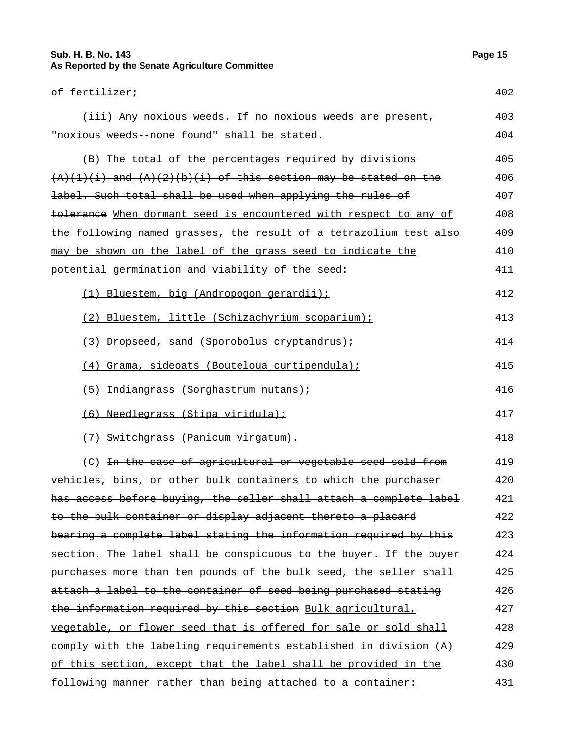of fertilizer;

(iii) Any noxious weeds. If no noxious weeds are present, "noxious weeds--none found" shall be stated.

(B) ~~The total of the percentages required by divisions (A)(1)(i) and (A)(2)(b)(i) of this section may be stated on the label. Such total shall be used when applying the rules of tolerance~~ <u>When dormant seed is encountered with respect to any of the following named grasses, the result of a tetrazolium test also may be shown on the label of the grass seed to indicate the potential germination and viability of the seed:</u>

<u>(1) Bluestem, big (Andropogon gerardii);</u>

<u>(2) Bluestem, little (Schizachyrium scoparium);</u>

<u>(3) Dropseed, sand (Sporobolus cryptandrus);</u>

<u>(4) Grama, sideoats (Bouteloua curtipendula);</u>

<u>(5) Indiangrass (Sorghastrum nutans);</u>

<u>(6) Needlegrass (Stipa viridula);</u>

<u>(7) Switchgrass (Panicum virgatum)</u>.

(C) ~~In the case of agricultural or vegetable seed sold from vehicles, bins, or other bulk containers to which the purchaser has access before buying, the seller shall attach a complete label to the bulk container or display adjacent thereto a placard bearing a complete label stating the information required by this section. The label shall be conspicuous to the buyer. If the buyer purchases more than ten pounds of the bulk seed, the seller shall attach a label to the container of seed being purchased stating the information required by this section~~ <u>Bulk agricultural, vegetable, or flower seed that is offered for sale or sold shall comply with the labeling requirements established in division (A) of this section, except that the label shall be provided in the following manner rather than being attached to a container:</u>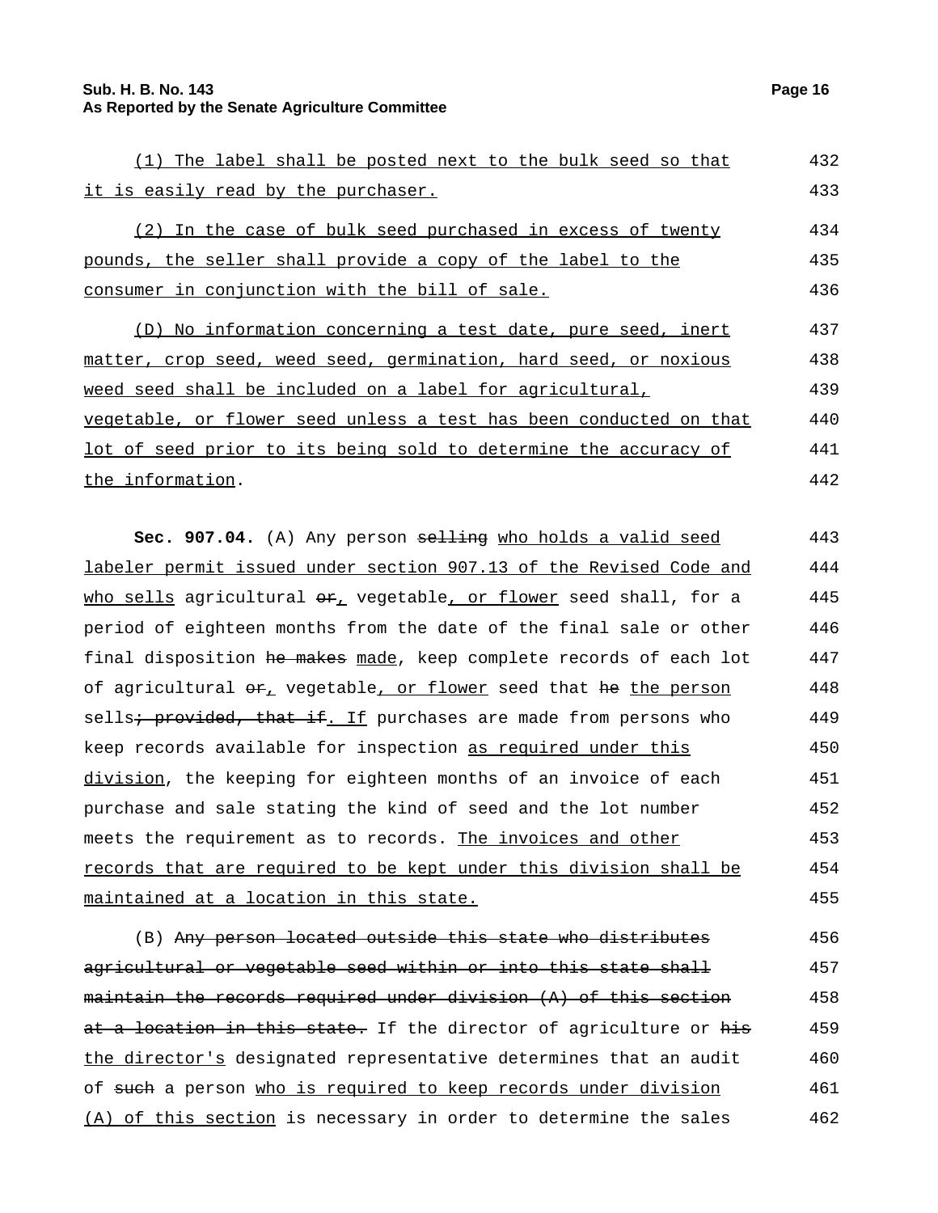(1) The label shall be posted next to the bulk seed so that it is easily read by the purchaser.

(2) In the case of bulk seed purchased in excess of twenty pounds, the seller shall provide a copy of the label to the consumer in conjunction with the bill of sale.

(D) No information concerning a test date, pure seed, inert matter, crop seed, weed seed, germination, hard seed, or noxious weed seed shall be included on a label for agricultural, vegetable, or flower seed unless a test has been conducted on that lot of seed prior to its being sold to determine the accuracy of the information.

**Sec. 907.04.** (A) Any person ~~selling~~ who holds a valid seed labeler permit issued under section 907.13 of the Revised Code and who sells agricultural ~~or~~, vegetable, or flower seed shall, for a period of eighteen months from the date of the final sale or other final disposition ~~he makes~~ made, keep complete records of each lot of agricultural ~~or~~, vegetable, or flower seed that ~~he~~ the person sells~~; provided, that if~~. If purchases are made from persons who keep records available for inspection as required under this division, the keeping for eighteen months of an invoice of each purchase and sale stating the kind of seed and the lot number meets the requirement as to records. The invoices and other records that are required to be kept under this division shall be maintained at a location in this state.

(B) ~~Any person located outside this state who distributes agricultural or vegetable seed within or into this state shall maintain the records required under division (A) of this section at a location in this state.~~ If the director of agriculture or ~~his~~ the director's designated representative determines that an audit of ~~such~~ a person who is required to keep records under division (A) of this section is necessary in order to determine the sales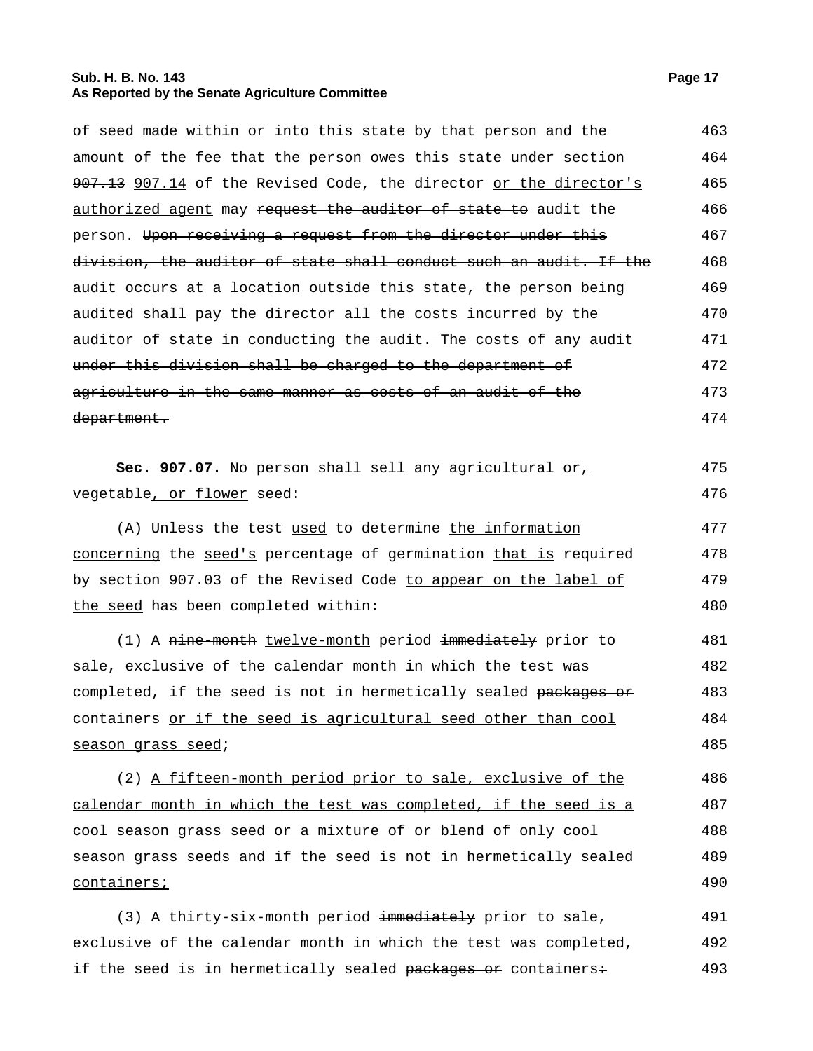of seed made within or into this state by that person and the amount of the fee that the person owes this state under section ~~907.13~~ 907.14 of the Revised Code, the director or the director's authorized agent may ~~request the auditor of state to~~ audit the person. ~~Upon receiving a request from the director under this division, the auditor of state shall conduct such an audit. If the audit occurs at a location outside this state, the person being audited shall pay the director all the costs incurred by the auditor of state in conducting the audit. The costs of any audit under this division shall be charged to the department of agriculture in the same manner as costs of an audit of the department.~~

**Sec. 907.07.** No person shall sell any agricultural ~~or~~, vegetable, or flower seed:

(A) Unless the test used to determine the information concerning the seed's percentage of germination that is required by section 907.03 of the Revised Code to appear on the label of the seed has been completed within:

(1) A ~~nine-month~~ twelve-month period ~~immediately~~ prior to sale, exclusive of the calendar month in which the test was completed, if the seed is not in hermetically sealed ~~packages or~~ containers or if the seed is agricultural seed other than cool season grass seed;

(2) A fifteen-month period prior to sale, exclusive of the calendar month in which the test was completed, if the seed is a cool season grass seed or a mixture of or blend of only cool season grass seeds and if the seed is not in hermetically sealed containers;

(3) A thirty-six-month period ~~immediately~~ prior to sale, exclusive of the calendar month in which the test was completed, if the seed is in hermetically sealed ~~packages or~~ containers~~:~~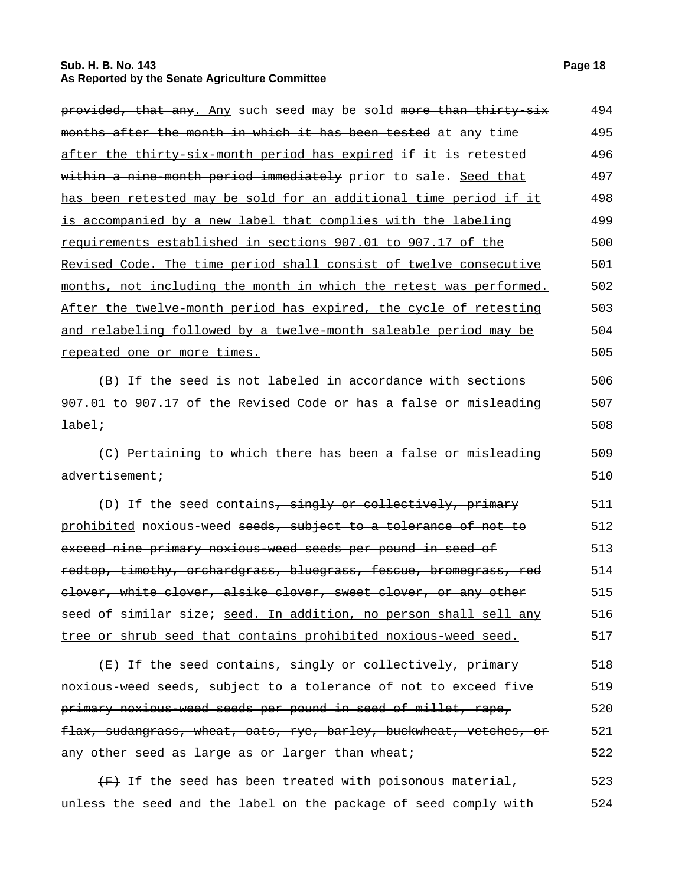~~provided, that any~~. Any such seed may be sold ~~more than thirty-six months after the month in which it has been tested~~ at any time after the thirty-six-month period has expired if it is retested ~~within a nine-month period immediately~~ prior to sale. Seed that has been retested may be sold for an additional time period if it is accompanied by a new label that complies with the labeling requirements established in sections 907.01 to 907.17 of the Revised Code. The time period shall consist of twelve consecutive months, not including the month in which the retest was performed. After the twelve-month period has expired, the cycle of retesting and relabeling followed by a twelve-month saleable period may be repeated one or more times.

(B) If the seed is not labeled in accordance with sections 907.01 to 907.17 of the Revised Code or has a false or misleading label;

(C) Pertaining to which there has been a false or misleading advertisement;

(D) If the seed contains~~, singly or collectively, primary~~ prohibited noxious-weed ~~seeds, subject to a tolerance of not to exceed nine primary noxious-weed seeds per pound in seed of redtop, timothy, orchardgrass, bluegrass, fescue, bromegrass, red clover, white clover, alsike clover, sweet clover, or any other seed of similar size;~~ seed. In addition, no person shall sell any tree or shrub seed that contains prohibited noxious-weed seed.

(E) ~~If the seed contains, singly or collectively, primary noxious-weed seeds, subject to a tolerance of not to exceed five primary noxious-weed seeds per pound in seed of millet, rape, flax, sudangrass, wheat, oats, rye, barley, buckwheat, vetches, or any other seed as large as or larger than wheat;~~

~~(F)~~ If the seed has been treated with poisonous material, unless the seed and the label on the package of seed comply with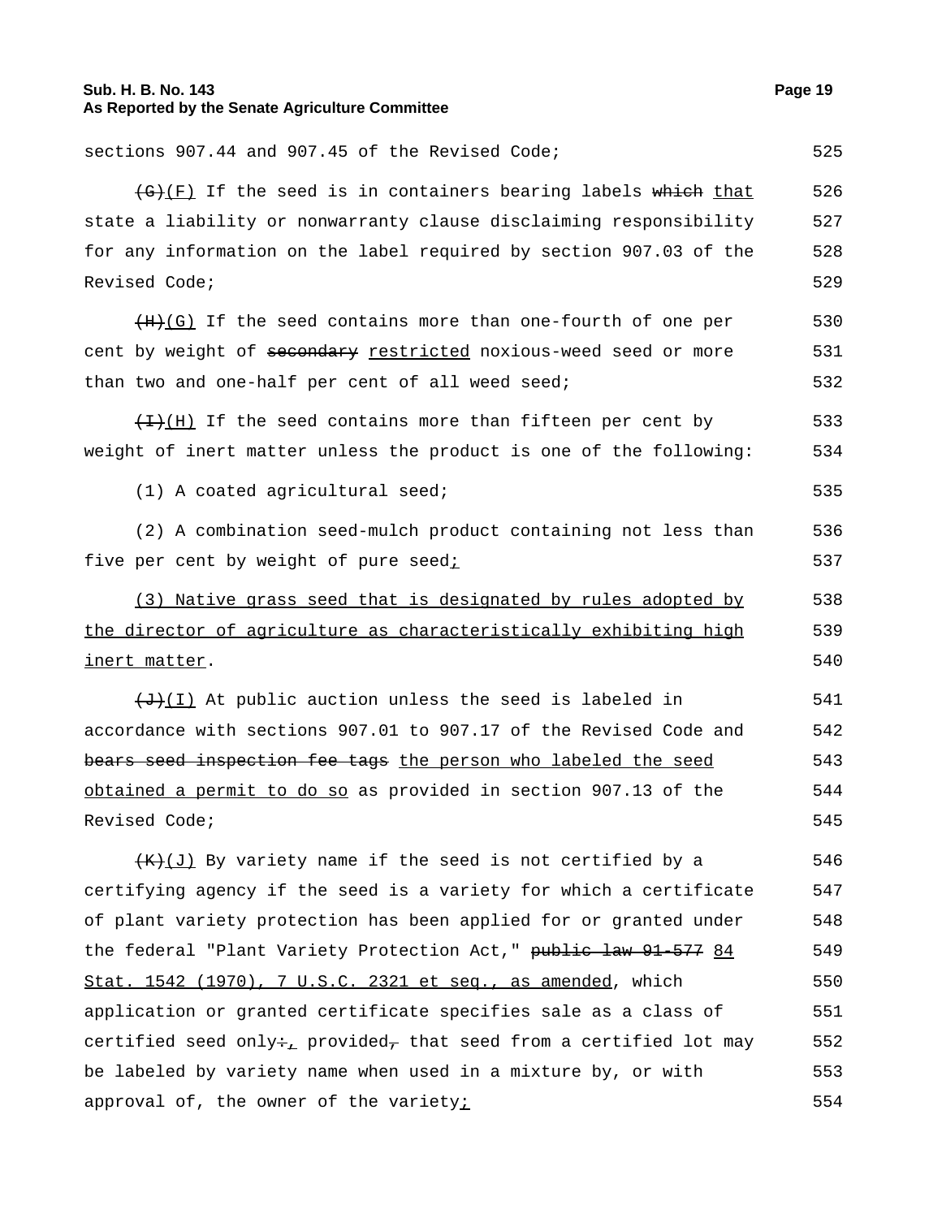sections 907.44 and 907.45 of the Revised Code;

~~(G)~~(F) If the seed is in containers bearing labels ~~which~~ that state a liability or nonwarranty clause disclaiming responsibility for any information on the label required by section 907.03 of the Revised Code;

~~(H)~~(G) If the seed contains more than one-fourth of one per cent by weight of ~~secondary~~ restricted noxious-weed seed or more than two and one-half per cent of all weed seed;

~~(I)~~(H) If the seed contains more than fifteen per cent by weight of inert matter unless the product is one of the following:

(1) A coated agricultural seed;

(2) A combination seed-mulch product containing not less than five per cent by weight of pure seed;

(3) Native grass seed that is designated by rules adopted by the director of agriculture as characteristically exhibiting high inert matter.

~~(J)~~(I) At public auction unless the seed is labeled in accordance with sections 907.01 to 907.17 of the Revised Code and ~~bears seed inspection fee tags~~ the person who labeled the seed obtained a permit to do so as provided in section 907.13 of the Revised Code;

~~(K)~~(J) By variety name if the seed is not certified by a certifying agency if the seed is a variety for which a certificate of plant variety protection has been applied for or granted under the federal "Plant Variety Protection Act," ~~public law 91-577~~ 84 Stat. 1542 (1970), 7 U.S.C. 2321 et seq., as amended, which application or granted certificate specifies sale as a class of certified seed only~~:~~, provided~~,~~ that seed from a certified lot may be labeled by variety name when used in a mixture by, or with approval of, the owner of the variety;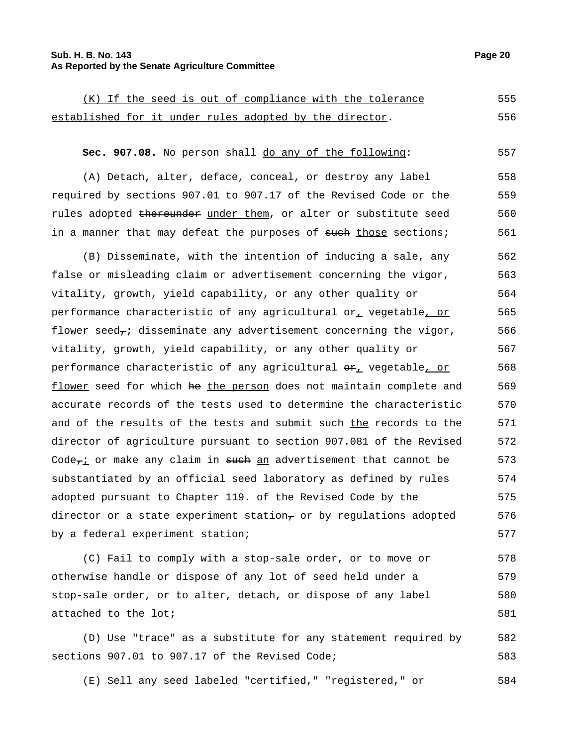(K) If the seed is out of compliance with the tolerance established for it under rules adopted by the director.

**Sec. 907.08.** No person shall do any of the following:

(A) Detach, alter, deface, conceal, or destroy any label required by sections 907.01 to 907.17 of the Revised Code or the rules adopted ~~thereunder~~ under them, or alter or substitute seed in a manner that may defeat the purposes of ~~such~~ those sections;

(B) Disseminate, with the intention of inducing a sale, any false or misleading claim or advertisement concerning the vigor, vitality, growth, yield capability, or any other quality or performance characteristic of any agricultural ~~or~~, vegetable, or flower seed~~,~~; disseminate any advertisement concerning the vigor, vitality, growth, yield capability, or any other quality or performance characteristic of any agricultural ~~or~~, vegetable, or flower seed for which ~~he~~ the person does not maintain complete and accurate records of the tests used to determine the characteristic and of the results of the tests and submit ~~such~~ the records to the director of agriculture pursuant to section 907.081 of the Revised Code~~,~~; or make any claim in ~~such~~ an advertisement that cannot be substantiated by an official seed laboratory as defined by rules adopted pursuant to Chapter 119. of the Revised Code by the director or a state experiment station~~,~~ or by regulations adopted by a federal experiment station;

(C) Fail to comply with a stop-sale order, or to move or otherwise handle or dispose of any lot of seed held under a stop-sale order, or to alter, detach, or dispose of any label attached to the lot;

(D) Use "trace" as a substitute for any statement required by sections 907.01 to 907.17 of the Revised Code;

(E) Sell any seed labeled "certified," "registered," or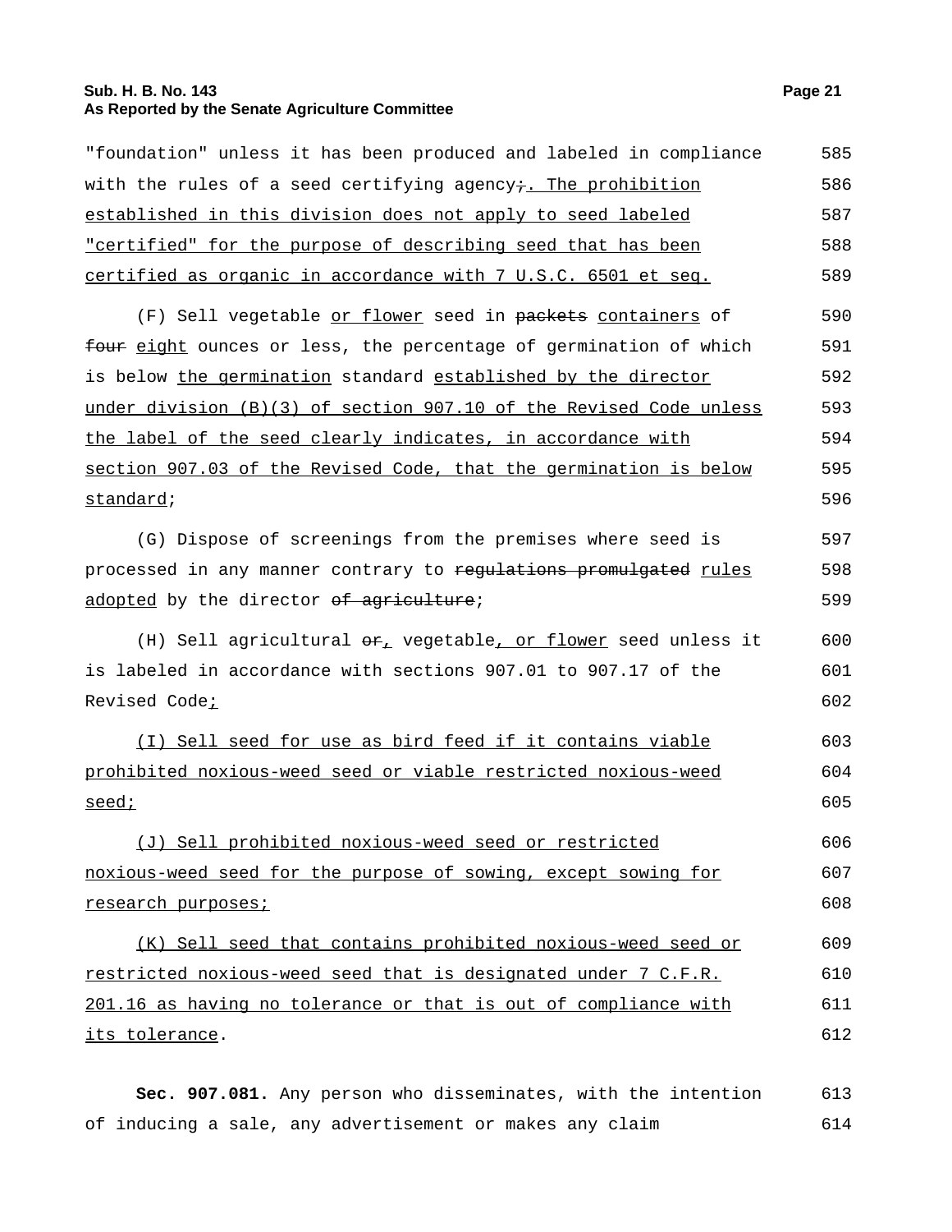"foundation" unless it has been produced and labeled in compliance with the rules of a seed certifying agency~~;~~. The prohibition established in this division does not apply to seed labeled "certified" for the purpose of describing seed that has been certified as organic in accordance with 7 U.S.C. 6501 et seq.

(F) Sell vegetable or flower seed in ~~packets~~ containers of ~~four~~ eight ounces or less, the percentage of germination of which is below the germination standard established by the director under division (B)(3) of section 907.10 of the Revised Code unless the label of the seed clearly indicates, in accordance with section 907.03 of the Revised Code, that the germination is below standard;

(G) Dispose of screenings from the premises where seed is processed in any manner contrary to ~~regulations promulgated~~ rules adopted by the director ~~of agriculture~~;

(H) Sell agricultural ~~or~~, vegetable, or flower seed unless it is labeled in accordance with sections 907.01 to 907.17 of the Revised Code;

(I) Sell seed for use as bird feed if it contains viable prohibited noxious-weed seed or viable restricted noxious-weed seed;

(J) Sell prohibited noxious-weed seed or restricted noxious-weed seed for the purpose of sowing, except sowing for research purposes;

(K) Sell seed that contains prohibited noxious-weed seed or restricted noxious-weed seed that is designated under 7 C.F.R. 201.16 as having no tolerance or that is out of compliance with its tolerance.

**Sec. 907.081.** Any person who disseminates, with the intention of inducing a sale, any advertisement or makes any claim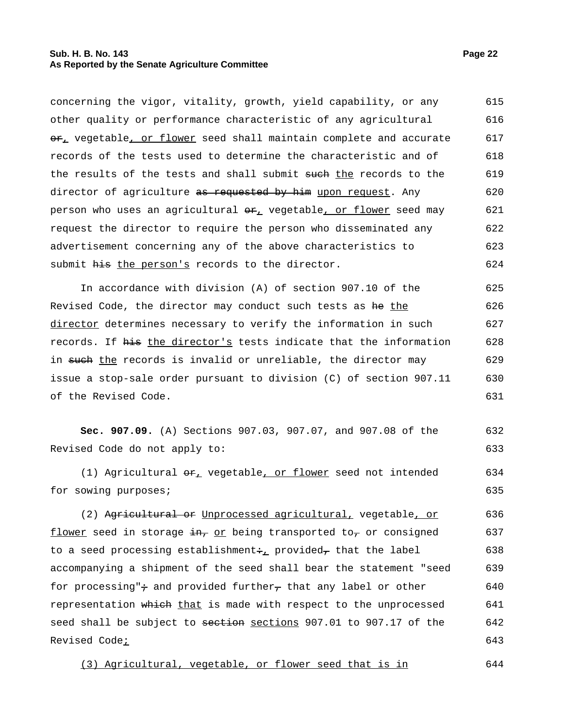concerning the vigor, vitality, growth, yield capability, or any other quality or performance characteristic of any agricultural ~~or~~, vegetable, or flower seed shall maintain complete and accurate records of the tests used to determine the characteristic and of the results of the tests and shall submit ~~such~~ the records to the director of agriculture ~~as requested by him~~ upon request. Any person who uses an agricultural ~~or~~, vegetable, or flower seed may request the director to require the person who disseminated any advertisement concerning any of the above characteristics to submit ~~his~~ the person's records to the director.

In accordance with division (A) of section 907.10 of the Revised Code, the director may conduct such tests as ~~he~~ the director determines necessary to verify the information in such records. If ~~his~~ the director's tests indicate that the information in ~~such~~ the records is invalid or unreliable, the director may issue a stop-sale order pursuant to division (C) of section 907.11 of the Revised Code.

**Sec. 907.09.** (A) Sections 907.03, 907.07, and 907.08 of the Revised Code do not apply to:

(1) Agricultural ~~or~~, vegetable, or flower seed not intended for sowing purposes;

(2) ~~Agricultural or~~ Unprocessed agricultural, vegetable, or flower seed in storage ~~in,~~ or being transported to~~,~~ or consigned to a seed processing establishment~~;~~, provided~~,~~ that the label accompanying a shipment of the seed shall bear the statement "seed for processing"~~;~~ and provided further~~,~~ that any label or other representation ~~which~~ that is made with respect to the unprocessed seed shall be subject to ~~section~~ sections 907.01 to 907.17 of the Revised Code;

(3) Agricultural, vegetable, or flower seed that is in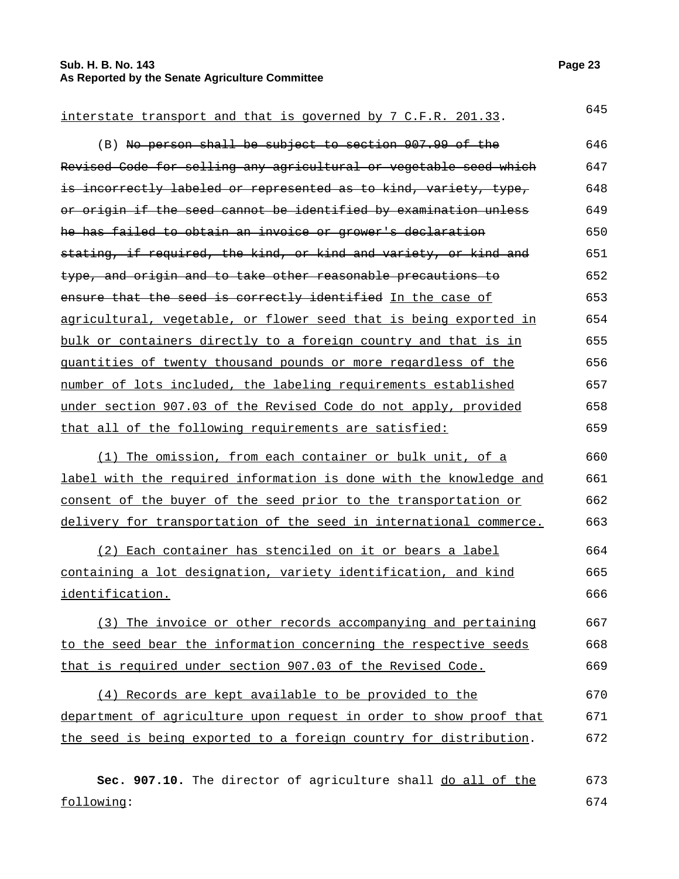interstate transport and that is governed by 7 C.F.R. 201.33.

(B) ~~No person shall be subject to section 907.99 of the Revised Code for selling any agricultural or vegetable seed which is incorrectly labeled or represented as to kind, variety, type, or origin if the seed cannot be identified by examination unless he has failed to obtain an invoice or grower's declaration stating, if required, the kind, or kind and variety, or kind and type, and origin and to take other reasonable precautions to ensure that the seed is correctly identified~~ In the case of agricultural, vegetable, or flower seed that is being exported in bulk or containers directly to a foreign country and that is in quantities of twenty thousand pounds or more regardless of the number of lots included, the labeling requirements established under section 907.03 of the Revised Code do not apply, provided that all of the following requirements are satisfied:

(1) The omission, from each container or bulk unit, of a label with the required information is done with the knowledge and consent of the buyer of the seed prior to the transportation or delivery for transportation of the seed in international commerce.

(2) Each container has stenciled on it or bears a label containing a lot designation, variety identification, and kind identification.

(3) The invoice or other records accompanying and pertaining to the seed bear the information concerning the respective seeds that is required under section 907.03 of the Revised Code.

(4) Records are kept available to be provided to the department of agriculture upon request in order to show proof that the seed is being exported to a foreign country for distribution.

**Sec. 907.10.** The director of agriculture shall do all of the following: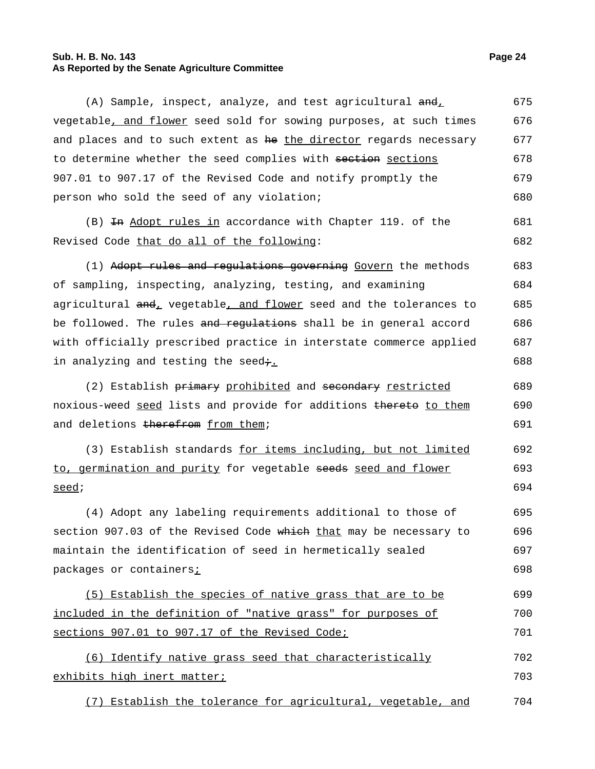(A) Sample, inspect, analyze, and test agricultural ~~and~~, vegetable, and flower seed sold for sowing purposes, at such times and places and to such extent as ~~he~~ the director regards necessary to determine whether the seed complies with ~~section~~ sections 907.01 to 907.17 of the Revised Code and notify promptly the person who sold the seed of any violation;

(B) ~~In~~ Adopt rules in accordance with Chapter 119. of the Revised Code that do all of the following:

(1) ~~Adopt rules and regulations governing~~ Govern the methods of sampling, inspecting, analyzing, testing, and examining agricultural ~~and~~, vegetable, and flower seed and the tolerances to be followed. The rules ~~and regulations~~ shall be in general accord with officially prescribed practice in interstate commerce applied in analyzing and testing the seed~~;~~.

(2) Establish ~~primary~~ prohibited and ~~secondary~~ restricted noxious-weed seed lists and provide for additions ~~thereto~~ to them and deletions ~~therefrom~~ from them;

(3) Establish standards for items including, but not limited to, germination and purity for vegetable ~~seeds~~ seed and flower seed;

(4) Adopt any labeling requirements additional to those of section 907.03 of the Revised Code ~~which~~ that may be necessary to maintain the identification of seed in hermetically sealed packages or containers;

(5) Establish the species of native grass that are to be included in the definition of "native grass" for purposes of sections 907.01 to 907.17 of the Revised Code;

(6) Identify native grass seed that characteristically exhibits high inert matter;

(7) Establish the tolerance for agricultural, vegetable, and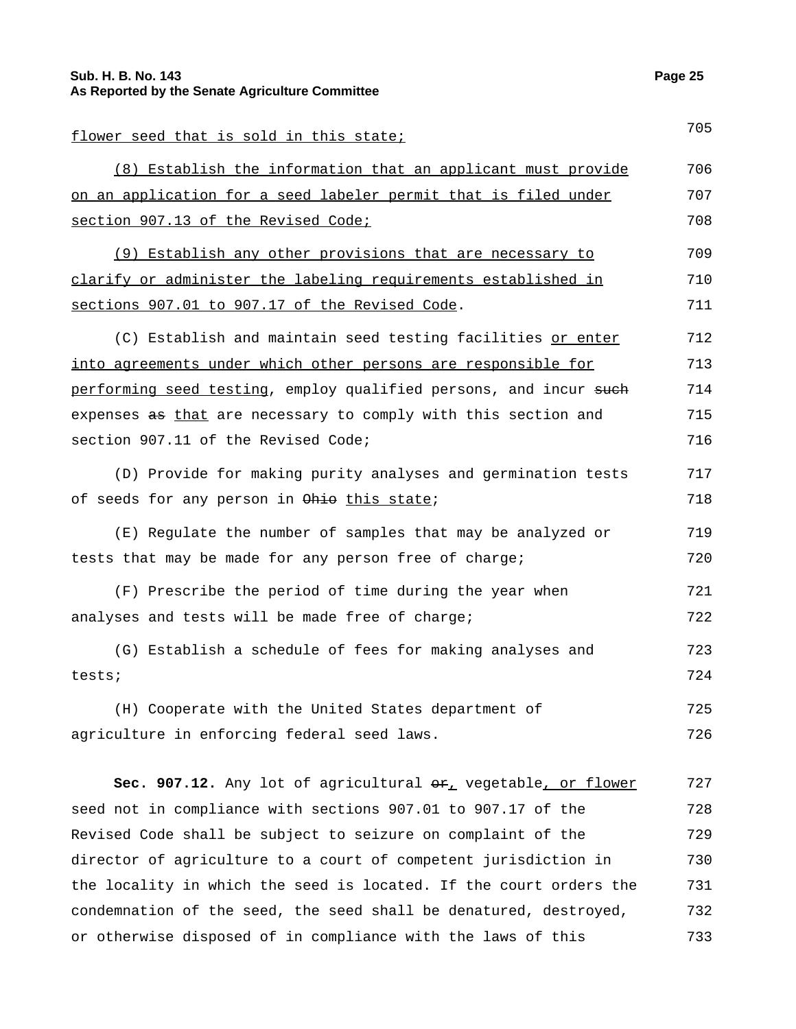flower seed that is sold in this state;

(8) Establish the information that an applicant must provide on an application for a seed labeler permit that is filed under section 907.13 of the Revised Code;

(9) Establish any other provisions that are necessary to clarify or administer the labeling requirements established in sections 907.01 to 907.17 of the Revised Code.

(C) Establish and maintain seed testing facilities or enter into agreements under which other persons are responsible for performing seed testing, employ qualified persons, and incur ~~such~~ expenses ~~as~~ that are necessary to comply with this section and section 907.11 of the Revised Code;

(D) Provide for making purity analyses and germination tests of seeds for any person in ~~Ohio~~ this state;

(E) Regulate the number of samples that may be analyzed or tests that may be made for any person free of charge;

(F) Prescribe the period of time during the year when analyses and tests will be made free of charge;

(G) Establish a schedule of fees for making analyses and tests;

(H) Cooperate with the United States department of agriculture in enforcing federal seed laws.

**Sec. 907.12.** Any lot of agricultural ~~or~~, vegetable, or flower seed not in compliance with sections 907.01 to 907.17 of the Revised Code shall be subject to seizure on complaint of the director of agriculture to a court of competent jurisdiction in the locality in which the seed is located. If the court orders the condemnation of the seed, the seed shall be denatured, destroyed, or otherwise disposed of in compliance with the laws of this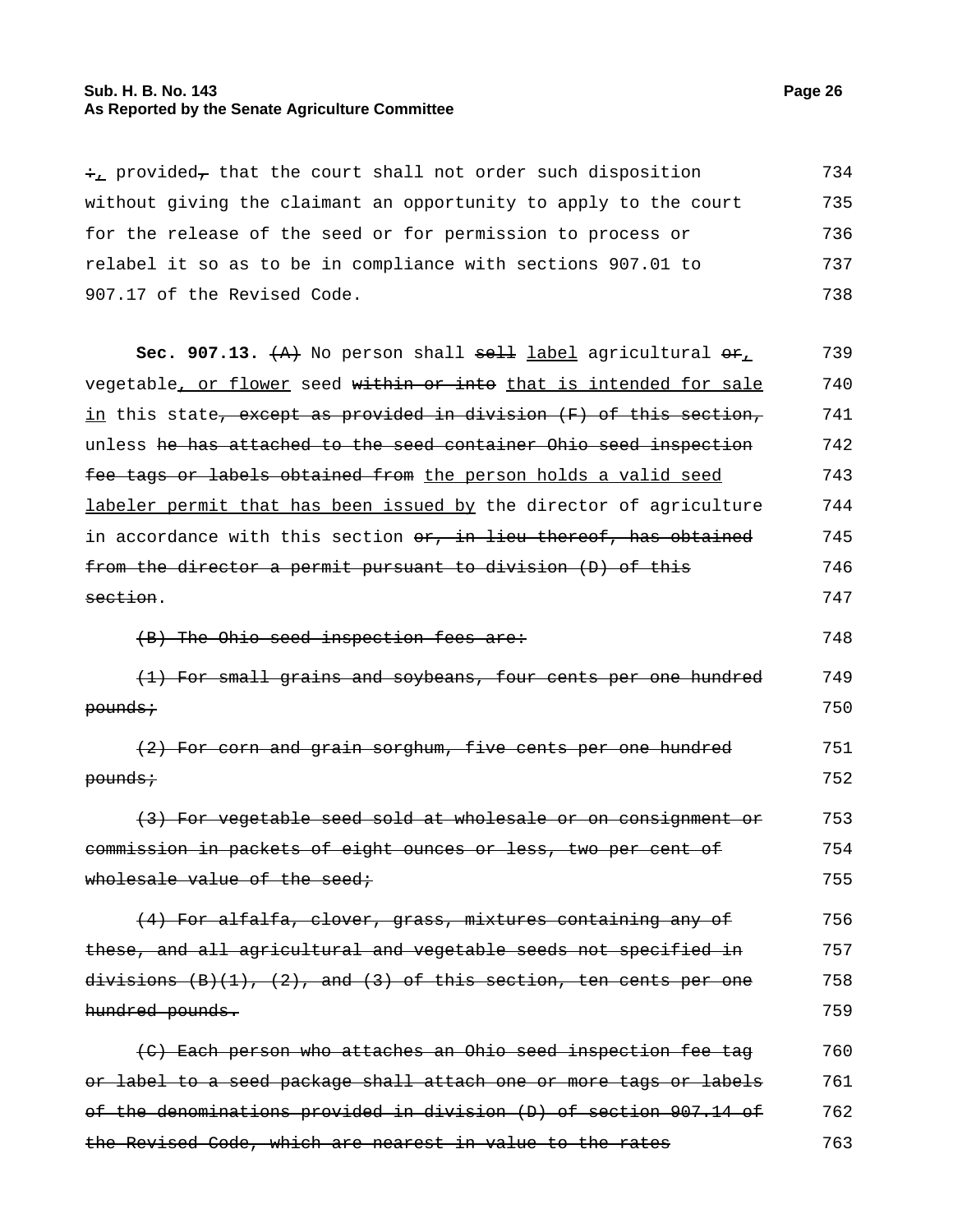~~:~~, provided~~,~~ that the court shall not order such disposition without giving the claimant an opportunity to apply to the court for the release of the seed or for permission to process or relabel it so as to be in compliance with sections 907.01 to 907.17 of the Revised Code.

**Sec. 907.13.** ~~(A)~~ No person shall ~~sell~~ <u>label</u> agricultural ~~or~~<u>,</u> vegetable<u>, or flower</u> seed ~~within or into~~ <u>that is intended for sale in</u> this state~~, except as provided in division (F) of this section,~~ unless ~~he has attached to the seed container Ohio seed inspection fee tags or labels obtained from~~ <u>the person holds a valid seed labeler permit that has been issued by</u> the director of agriculture in accordance with this section ~~or, in lieu thereof, has obtained from the director a permit pursuant to division (D) of this section~~.

~~(B) The Ohio seed inspection fees are:~~

~~(1) For small grains and soybeans, four cents per one hundred pounds;~~

~~(2) For corn and grain sorghum, five cents per one hundred pounds;~~

~~(3) For vegetable seed sold at wholesale or on consignment or commission in packets of eight ounces or less, two per cent of wholesale value of the seed;~~

~~(4) For alfalfa, clover, grass, mixtures containing any of these, and all agricultural and vegetable seeds not specified in divisions (B)(1), (2), and (3) of this section, ten cents per one hundred pounds.~~

~~(C) Each person who attaches an Ohio seed inspection fee tag or label to a seed package shall attach one or more tags or labels of the denominations provided in division (D) of section 907.14 of the Revised Code, which are nearest in value to the rates~~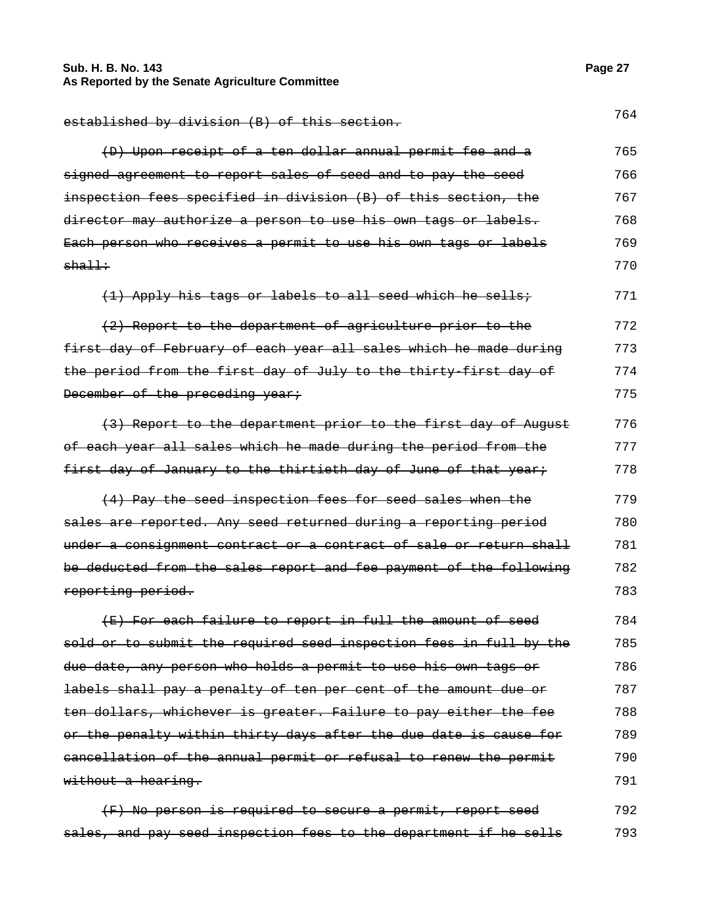~~established by division (B) of this section.~~

~~(D) Upon receipt of a ten dollar annual permit fee and a signed agreement to report sales of seed and to pay the seed inspection fees specified in division (B) of this section, the director may authorize a person to use his own tags or labels. Each person who receives a permit to use his own tags or labels shall:~~

~~(1) Apply his tags or labels to all seed which he sells;~~

~~(2) Report to the department of agriculture prior to the first day of February of each year all sales which he made during the period from the first day of July to the thirty-first day of December of the preceding year;~~

~~(3) Report to the department prior to the first day of August of each year all sales which he made during the period from the first day of January to the thirtieth day of June of that year;~~

~~(4) Pay the seed inspection fees for seed sales when the sales are reported. Any seed returned during a reporting period under a consignment contract or a contract of sale or return shall be deducted from the sales report and fee payment of the following reporting period.~~

~~(E) For each failure to report in full the amount of seed sold or to submit the required seed inspection fees in full by the due date, any person who holds a permit to use his own tags or labels shall pay a penalty of ten per cent of the amount due or ten dollars, whichever is greater. Failure to pay either the fee or the penalty within thirty days after the due date is cause for cancellation of the annual permit or refusal to renew the permit without a hearing.~~

~~(F) No person is required to secure a permit, report seed sales, and pay seed inspection fees to the department if he sells~~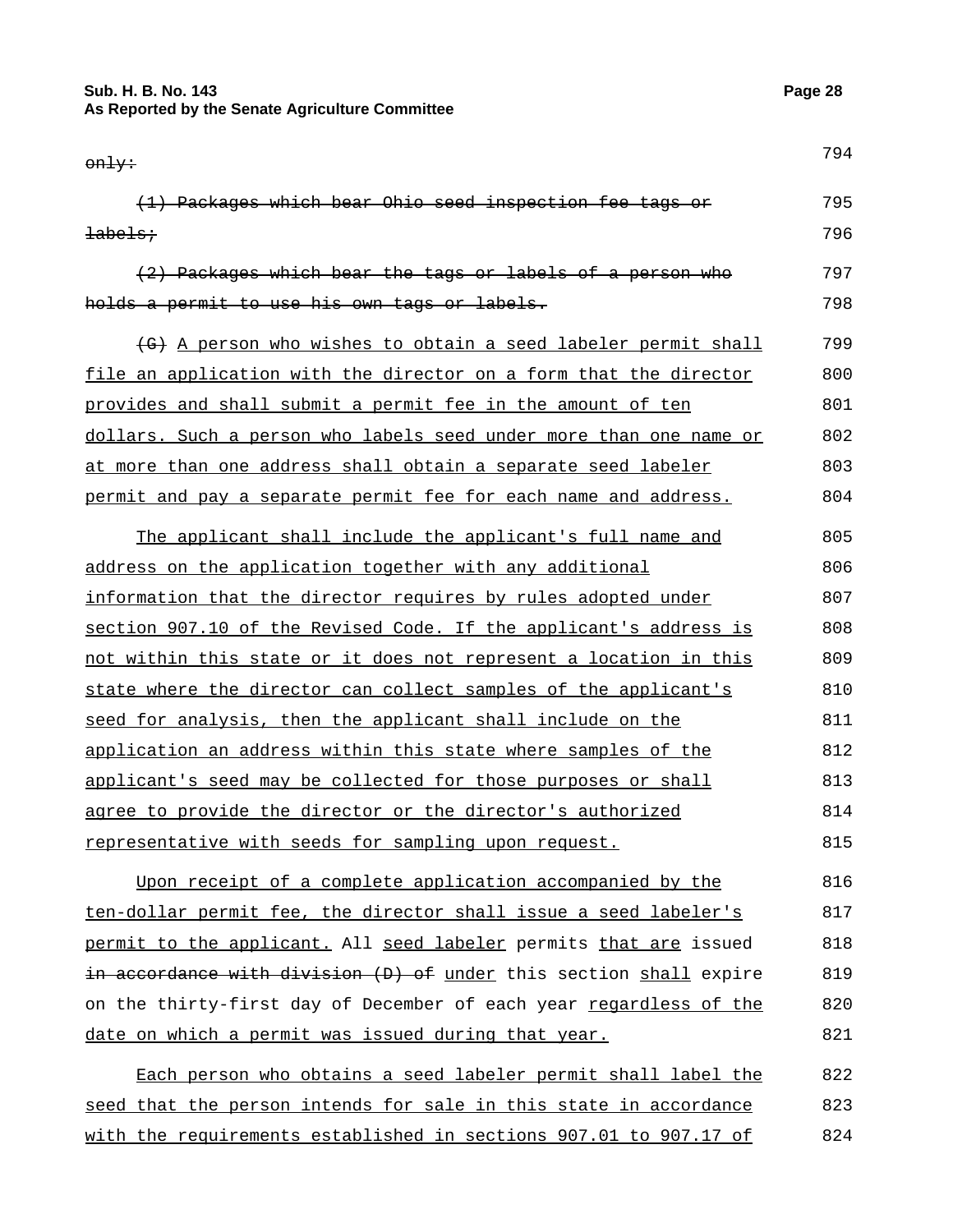~~only:~~

~~(1) Packages which bear Ohio seed inspection fee tags or labels;~~

~~(2) Packages which bear the tags or labels of a person who holds a permit to use his own tags or labels.~~

~~(G)~~ A person who wishes to obtain a seed labeler permit shall file an application with the director on a form that the director provides and shall submit a permit fee in the amount of ten dollars. Such a person who labels seed under more than one name or at more than one address shall obtain a separate seed labeler permit and pay a separate permit fee for each name and address.

The applicant shall include the applicant's full name and address on the application together with any additional information that the director requires by rules adopted under section 907.10 of the Revised Code. If the applicant's address is not within this state or it does not represent a location in this state where the director can collect samples of the applicant's seed for analysis, then the applicant shall include on the application an address within this state where samples of the applicant's seed may be collected for those purposes or shall agree to provide the director or the director's authorized representative with seeds for sampling upon request.

Upon receipt of a complete application accompanied by the ten-dollar permit fee, the director shall issue a seed labeler's permit to the applicant. All seed labeler permits that are issued ~~in accordance with division (D) of~~ under this section shall expire on the thirty-first day of December of each year regardless of the date on which a permit was issued during that year.

Each person who obtains a seed labeler permit shall label the seed that the person intends for sale in this state in accordance with the requirements established in sections 907.01 to 907.17 of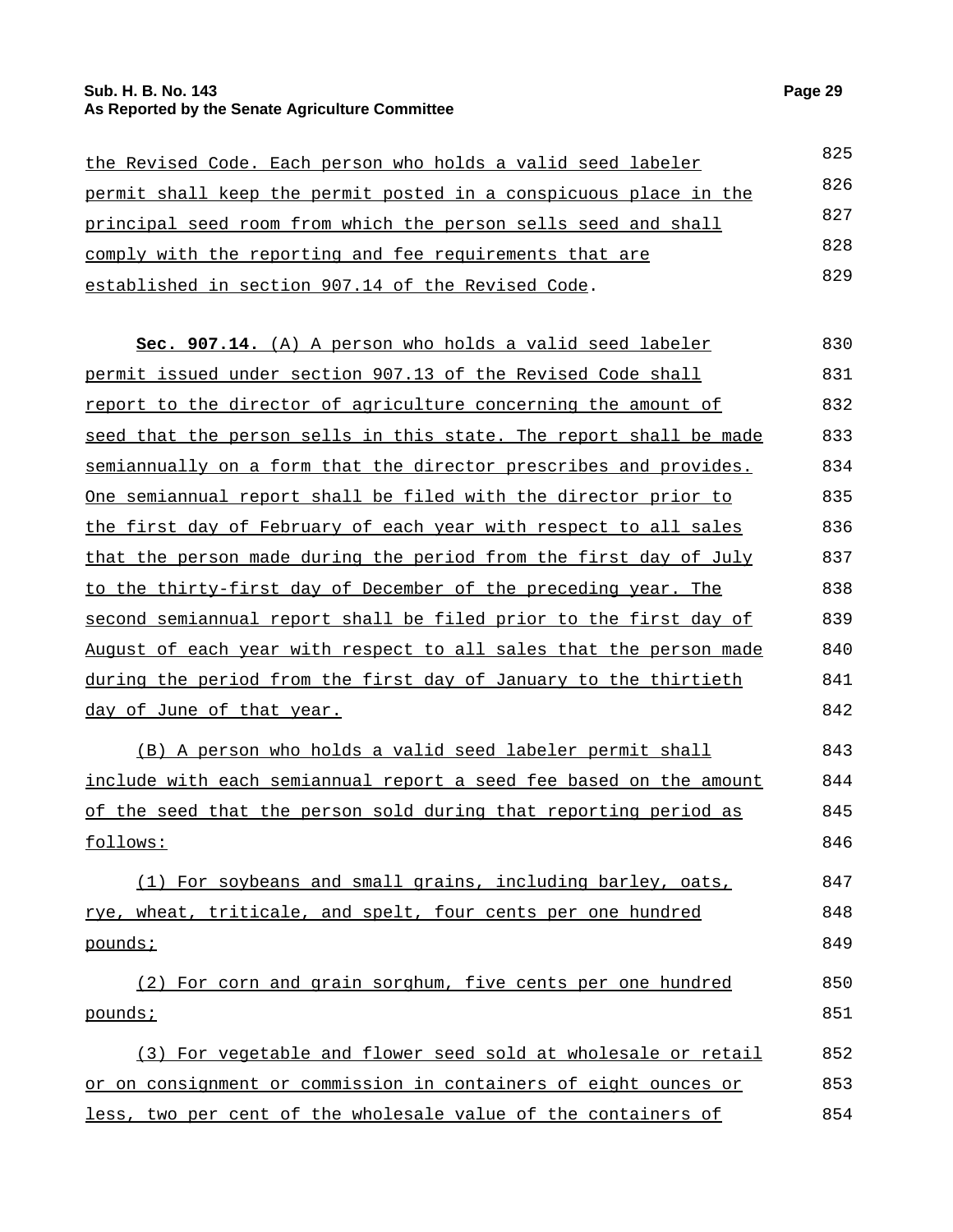the Revised Code. Each person who holds a valid seed labeler permit shall keep the permit posted in a conspicuous place in the principal seed room from which the person sells seed and shall comply with the reporting and fee requirements that are established in section 907.14 of the Revised Code.

**Sec. 907.14.** (A) A person who holds a valid seed labeler permit issued under section 907.13 of the Revised Code shall report to the director of agriculture concerning the amount of seed that the person sells in this state. The report shall be made semiannually on a form that the director prescribes and provides. One semiannual report shall be filed with the director prior to the first day of February of each year with respect to all sales that the person made during the period from the first day of July to the thirty-first day of December of the preceding year. The second semiannual report shall be filed prior to the first day of August of each year with respect to all sales that the person made during the period from the first day of January to the thirtieth day of June of that year.

(B) A person who holds a valid seed labeler permit shall include with each semiannual report a seed fee based on the amount of the seed that the person sold during that reporting period as follows:

(1) For soybeans and small grains, including barley, oats, rye, wheat, triticale, and spelt, four cents per one hundred pounds;

(2) For corn and grain sorghum, five cents per one hundred pounds;

(3) For vegetable and flower seed sold at wholesale or retail or on consignment or commission in containers of eight ounces or less, two per cent of the wholesale value of the containers of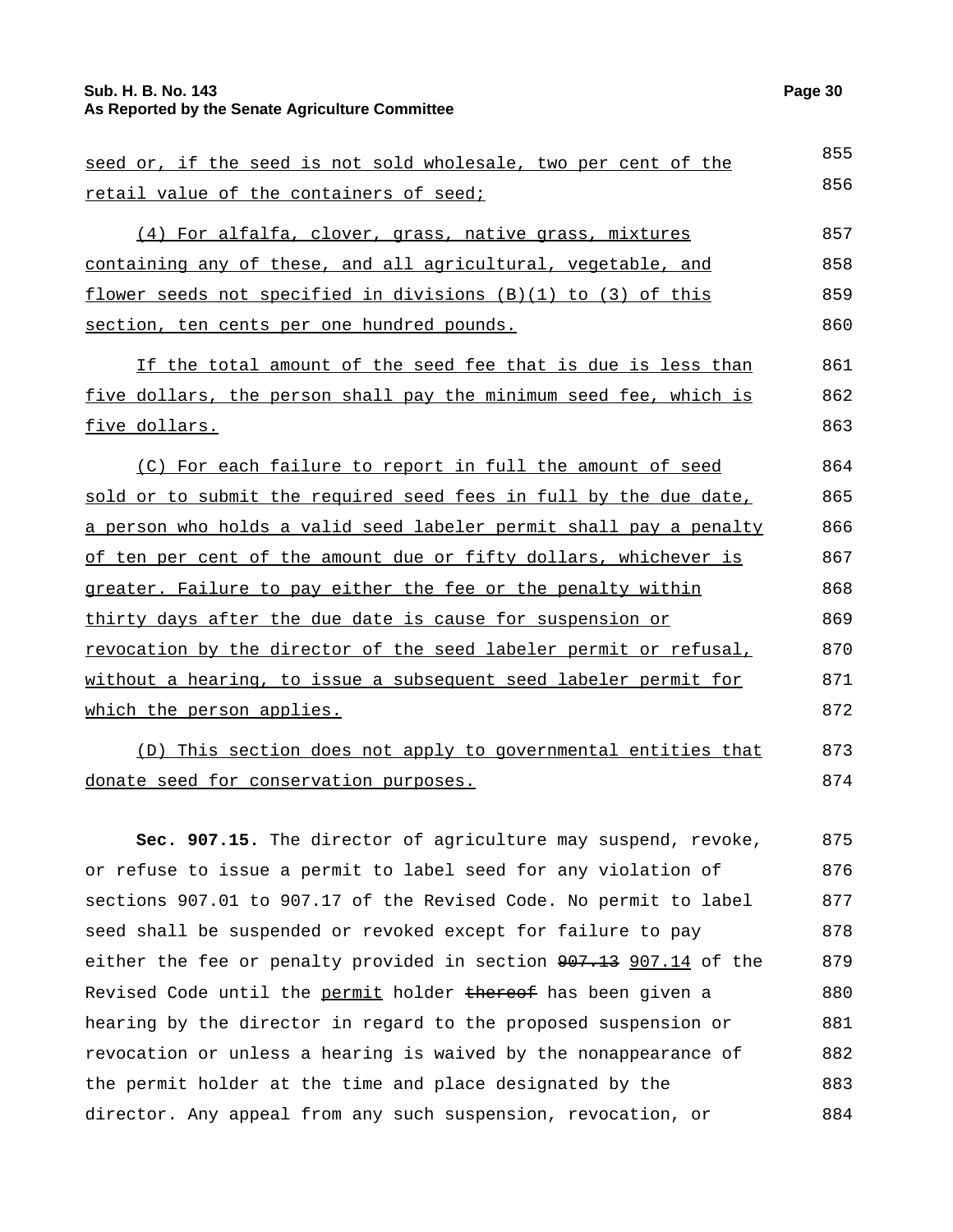seed or, if the seed is not sold wholesale, two per cent of the retail value of the containers of seed;

(4) For alfalfa, clover, grass, native grass, mixtures containing any of these, and all agricultural, vegetable, and flower seeds not specified in divisions (B)(1) to (3) of this section, ten cents per one hundred pounds.

If the total amount of the seed fee that is due is less than five dollars, the person shall pay the minimum seed fee, which is five dollars.

(C) For each failure to report in full the amount of seed sold or to submit the required seed fees in full by the due date, a person who holds a valid seed labeler permit shall pay a penalty of ten per cent of the amount due or fifty dollars, whichever is greater. Failure to pay either the fee or the penalty within thirty days after the due date is cause for suspension or revocation by the director of the seed labeler permit or refusal, without a hearing, to issue a subsequent seed labeler permit for which the person applies.

(D) This section does not apply to governmental entities that donate seed for conservation purposes.

**Sec. 907.15.** The director of agriculture may suspend, revoke, or refuse to issue a permit to label seed for any violation of sections 907.01 to 907.17 of the Revised Code. No permit to label seed shall be suspended or revoked except for failure to pay either the fee or penalty provided in section ~~907.13~~ 907.14 of the Revised Code until the permit holder ~~thereof~~ has been given a hearing by the director in regard to the proposed suspension or revocation or unless a hearing is waived by the nonappearance of the permit holder at the time and place designated by the director. Any appeal from any such suspension, revocation, or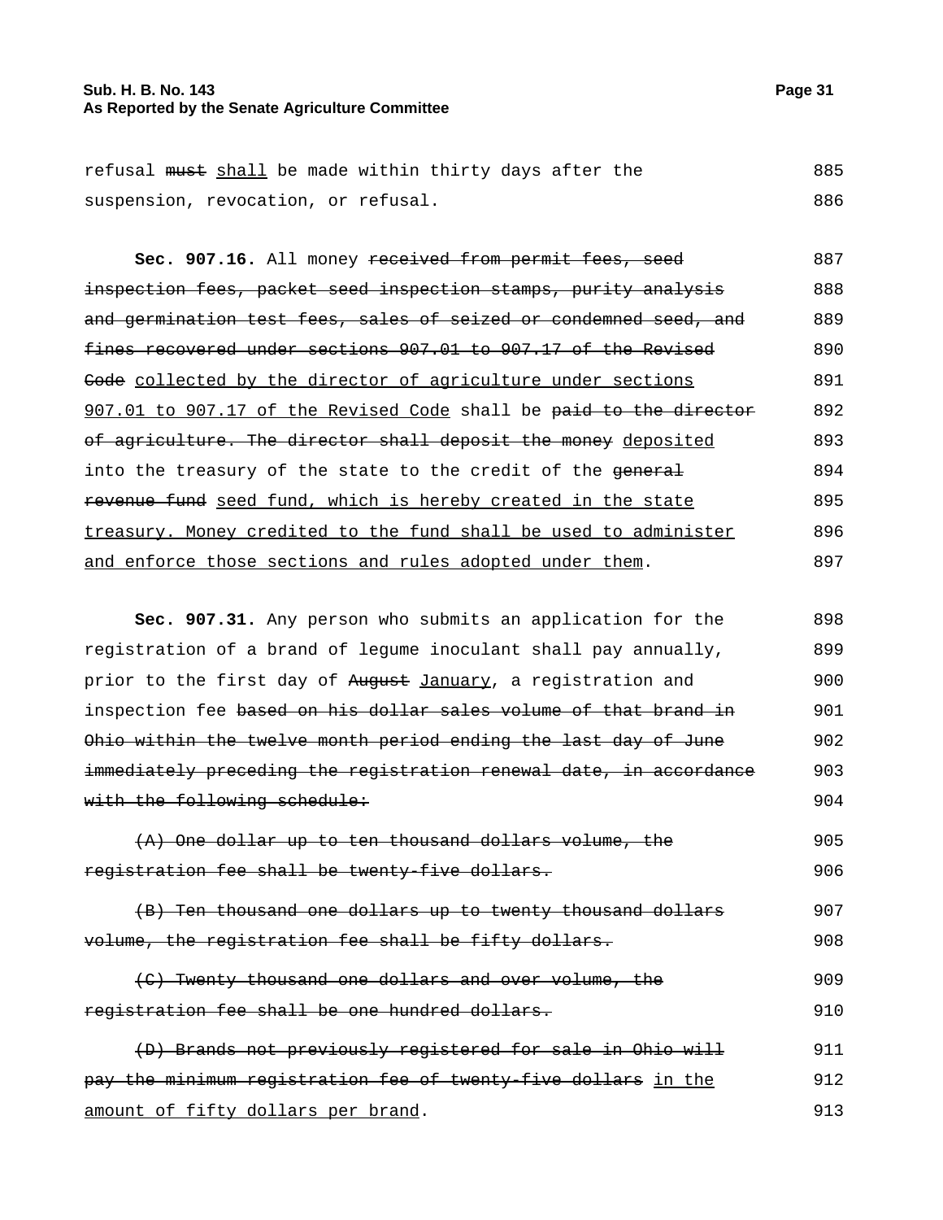refusal ~~must~~ shall be made within thirty days after the suspension, revocation, or refusal.

**Sec. 907.16.** All money ~~received from permit fees, seed inspection fees, packet seed inspection stamps, purity analysis and germination test fees, sales of seized or condemned seed, and fines recovered under sections 907.01 to 907.17 of the Revised Code~~ collected by the director of agriculture under sections 907.01 to 907.17 of the Revised Code shall be ~~paid to the director of agriculture. The director shall deposit the money~~ deposited into the treasury of the state to the credit of the ~~general revenue fund~~ seed fund, which is hereby created in the state treasury. Money credited to the fund shall be used to administer and enforce those sections and rules adopted under them.

**Sec. 907.31.** Any person who submits an application for the registration of a brand of legume inoculant shall pay annually, prior to the first day of ~~August~~ January, a registration and inspection fee ~~based on his dollar sales volume of that brand in Ohio within the twelve month period ending the last day of June immediately preceding the registration renewal date, in accordance with the following schedule:~~

~~(A) One dollar up to ten thousand dollars volume, the registration fee shall be twenty-five dollars.~~

~~(B) Ten thousand one dollars up to twenty thousand dollars volume, the registration fee shall be fifty dollars.~~

~~(C) Twenty thousand one dollars and over volume, the registration fee shall be one hundred dollars.~~

~~(D) Brands not previously registered for sale in Ohio will pay the minimum registration fee of twenty-five dollars~~ in the amount of fifty dollars per brand.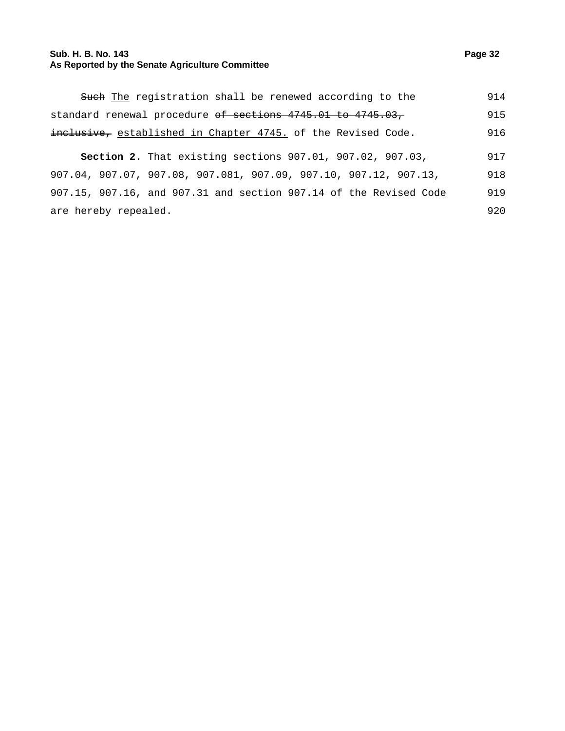~~Such~~ The registration shall be renewed according to the standard renewal procedure ~~of sections 4745.01 to 4745.03, inclusive,~~ established in Chapter 4745. of the Revised Code.

**Section 2.** That existing sections 907.01, 907.02, 907.03, 907.04, 907.07, 907.08, 907.081, 907.09, 907.10, 907.12, 907.13, 907.15, 907.16, and 907.31 and section 907.14 of the Revised Code are hereby repealed.